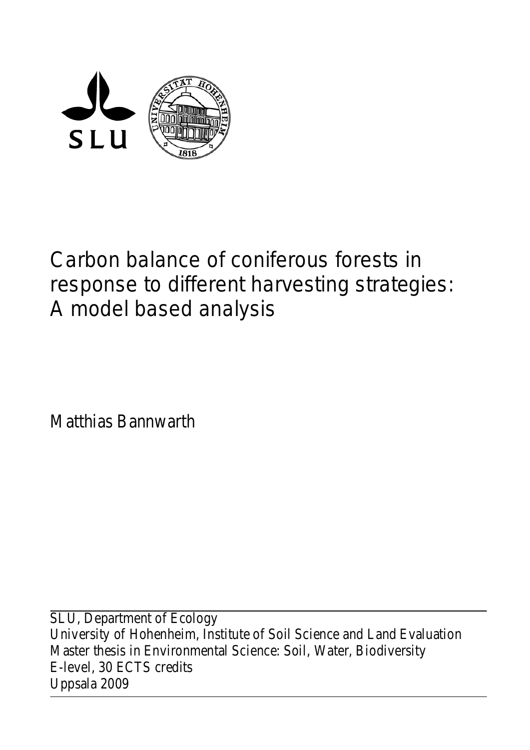SLU

# Carbon balance of coniferous forests in response to different harvesting strategies: A model based analysis

Matthias Bannwarth

SLU, Department of Ecology
University of Hohenheim, Institute of Soil Science and Land Evaluation
Master thesis in Environmental Science: Soil, Water, Biodiversity
E-level, 30 ECTS credits
Uppsala 2009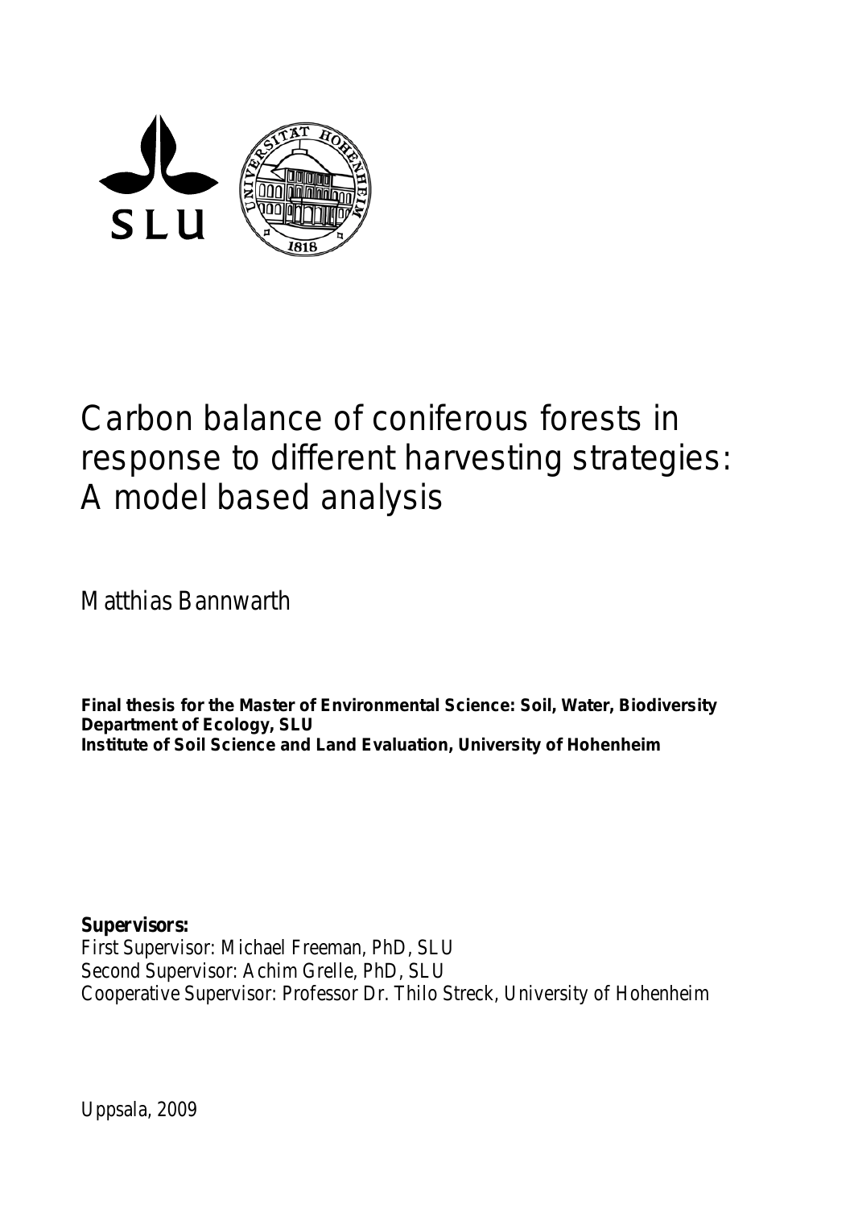# Carbon balance of coniferous forests in response to different harvesting strategies: A model based analysis

Matthias Bannwarth

**Final thesis for the Master of Environmental Science: Soil, Water, Biodiversity**
**Department of Ecology, SLU**
**Institute of Soil Science and Land Evaluation, University of Hohenheim**

**Supervisors:**
First Supervisor: Michael Freeman, PhD, SLU
Second Supervisor: Achim Grelle, PhD, SLU
Cooperative Supervisor: Professor Dr. Thilo Streck, University of Hohenheim

Uppsala, 2009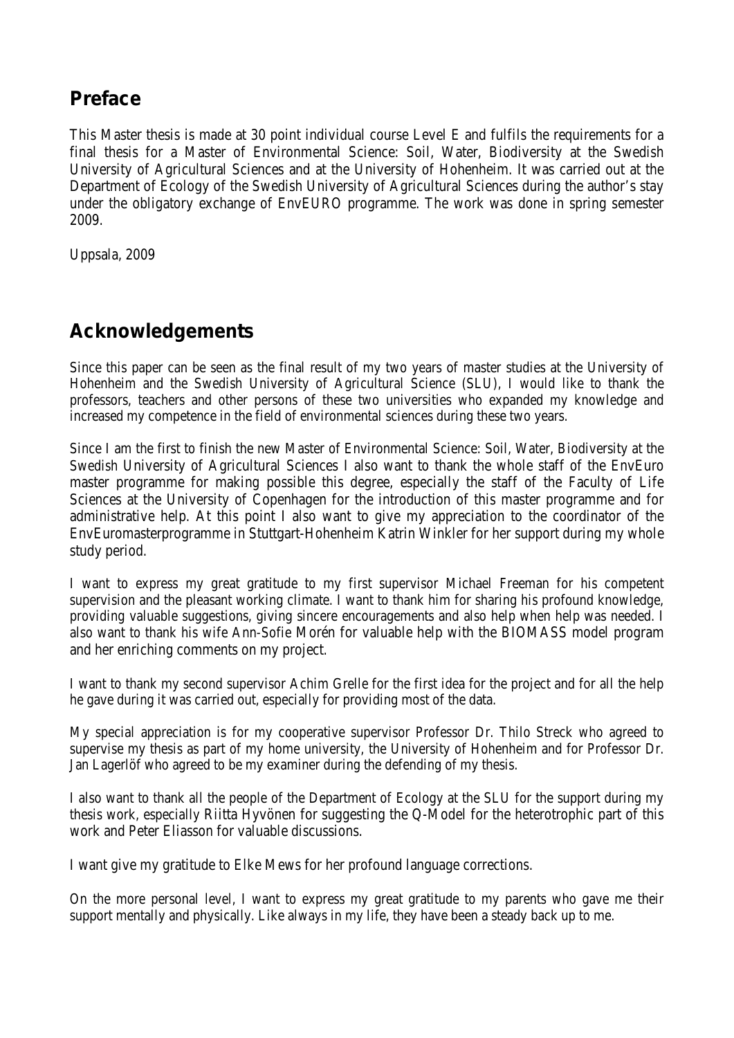## Preface

This Master thesis is made at 30 point individual course Level E and fulfils the requirements for a final thesis for a Master of Environmental Science: Soil, Water, Biodiversity at the Swedish University of Agricultural Sciences and at the University of Hohenheim. It was carried out at the Department of Ecology of the Swedish University of Agricultural Sciences during the author's stay under the obligatory exchange of EnvEURO programme. The work was done in spring semester 2009.

Uppsala, 2009

## Acknowledgements

Since this paper can be seen as the final result of my two years of master studies at the University of Hohenheim and the Swedish University of Agricultural Science (SLU), I would like to thank the professors, teachers and other persons of these two universities who expanded my knowledge and increased my competence in the field of environmental sciences during these two years.

Since I am the first to finish the new Master of Environmental Science: Soil, Water, Biodiversity at the Swedish University of Agricultural Sciences I also want to thank the whole staff of the EnvEuro master programme for making possible this degree, especially the staff of the Faculty of Life Sciences at the University of Copenhagen for the introduction of this master programme and for administrative help. At this point I also want to give my appreciation to the coordinator of the EnvEuromasterprogramme in Stuttgart-Hohenheim Katrin Winkler for her support during my whole study period.

I want to express my great gratitude to my first supervisor Michael Freeman for his competent supervision and the pleasant working climate. I want to thank him for sharing his profound knowledge, providing valuable suggestions, giving sincere encouragements and also help when help was needed. I also want to thank his wife Ann-Sofie Morén for valuable help with the BIOMASS model program and her enriching comments on my project.

I want to thank my second supervisor Achim Grelle for the first idea for the project and for all the help he gave during it was carried out, especially for providing most of the data.

My special appreciation is for my cooperative supervisor Professor Dr. Thilo Streck who agreed to supervise my thesis as part of my home university, the University of Hohenheim and for Professor Dr. Jan Lagerlöf who agreed to be my examiner during the defending of my thesis.

I also want to thank all the people of the Department of Ecology at the SLU for the support during my thesis work, especially Riitta Hyvönen for suggesting the Q-Model for the heterotrophic part of this work and Peter Eliasson for valuable discussions.

I want give my gratitude to Elke Mews for her profound language corrections.

On the more personal level, I want to express my great gratitude to my parents who gave me their support mentally and physically. Like always in my life, they have been a steady back up to me.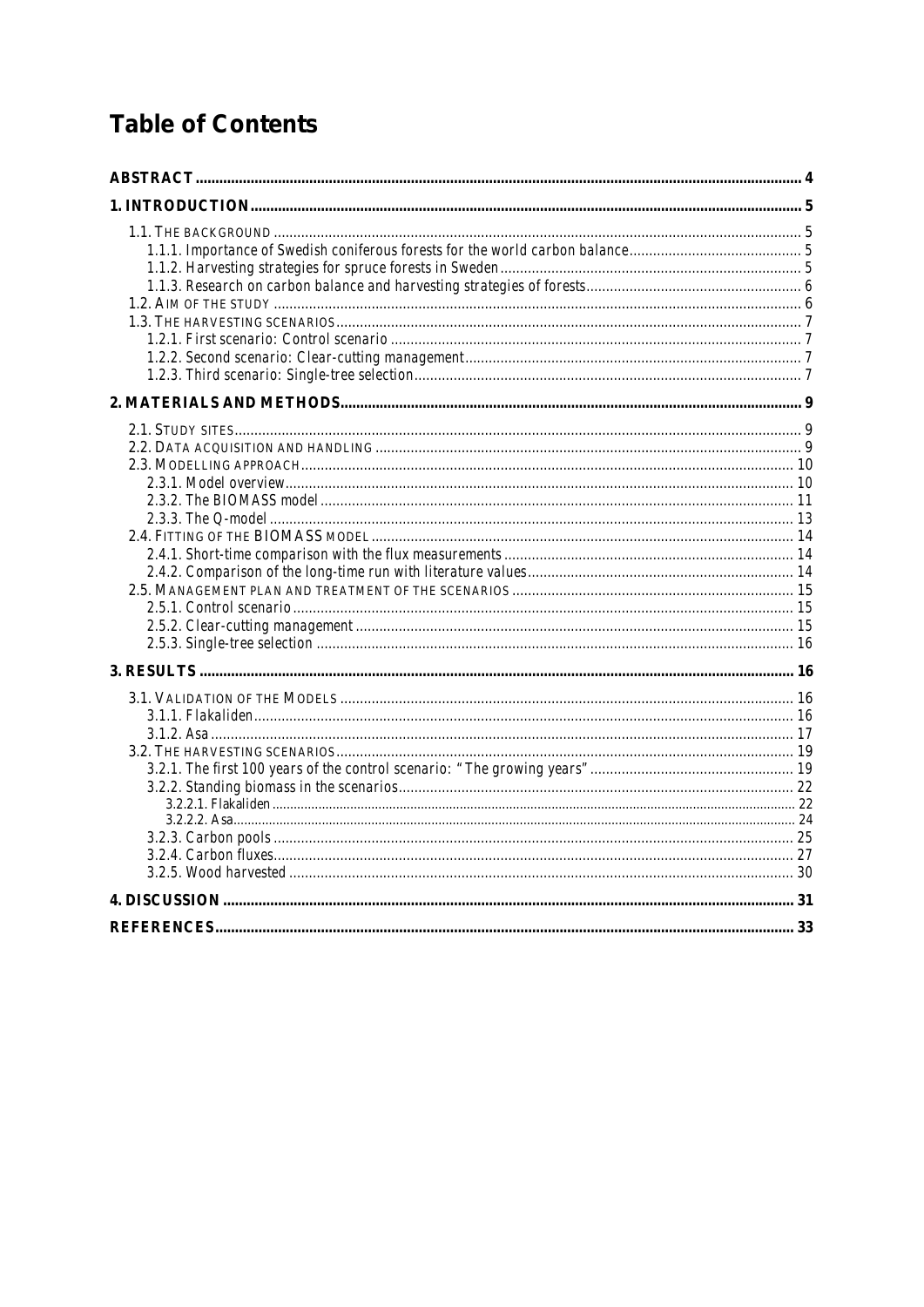# Table of Contents

- **ABSTRACT** .......... 4
- **1. INTRODUCTION** .......... 5
  - 1.1. THE BACKGROUND .......... 5
    - 1.1.1. Importance of Swedish coniferous forests for the world carbon balance .......... 5
    - 1.1.2. Harvesting strategies for spruce forests in Sweden .......... 5
    - 1.1.3. Research on carbon balance and harvesting strategies of forests .......... 6
  - 1.2. AIM OF THE STUDY .......... 6
  - 1.3. THE HARVESTING SCENARIOS .......... 7
    - 1.2.1. First scenario: Control scenario .......... 7
    - 1.2.2. Second scenario: Clear-cutting management .......... 7
    - 1.2.3. Third scenario: Single-tree selection .......... 7
- **2. MATERIALS AND METHODS** .......... 9
  - 2.1. STUDY SITES .......... 9
  - 2.2. DATA ACQUISITION AND HANDLING .......... 9
  - 2.3. MODELLING APPROACH .......... 10
    - 2.3.1. Model overview .......... 10
    - 2.3.2. The BIOMASS model .......... 11
    - 2.3.3. The Q-model .......... 13
  - 2.4. FITTING OF THE BIOMASS MODEL .......... 14
    - 2.4.1. Short-time comparison with the flux measurements .......... 14
    - 2.4.2. Comparison of the long-time run with literature values .......... 14
  - 2.5. MANAGEMENT PLAN AND TREATMENT OF THE SCENARIOS .......... 15
    - 2.5.1. Control scenario .......... 15
    - 2.5.2. Clear-cutting management .......... 15
    - 2.5.3. Single-tree selection .......... 16
- **3. RESULTS** .......... 16
  - 3.1. VALIDATION OF THE MODELS .......... 16
    - 3.1.1. Flakaliden .......... 16
    - 3.1.2. Asa .......... 17
  - 3.2. THE HARVESTING SCENARIOS .......... 19
    - 3.2.1. The first 100 years of the control scenario: "The growing years" .......... 19
    - 3.2.2. Standing biomass in the scenarios .......... 22
      - 3.2.2.1. Flakaliden .......... 22
      - 3.2.2.2. Asa .......... 24
    - 3.2.3. Carbon pools .......... 25
    - 3.2.4. Carbon fluxes .......... 27
    - 3.2.5. Wood harvested .......... 30
- **4. DISCUSSION** .......... 31
- **REFERENCES** .......... 33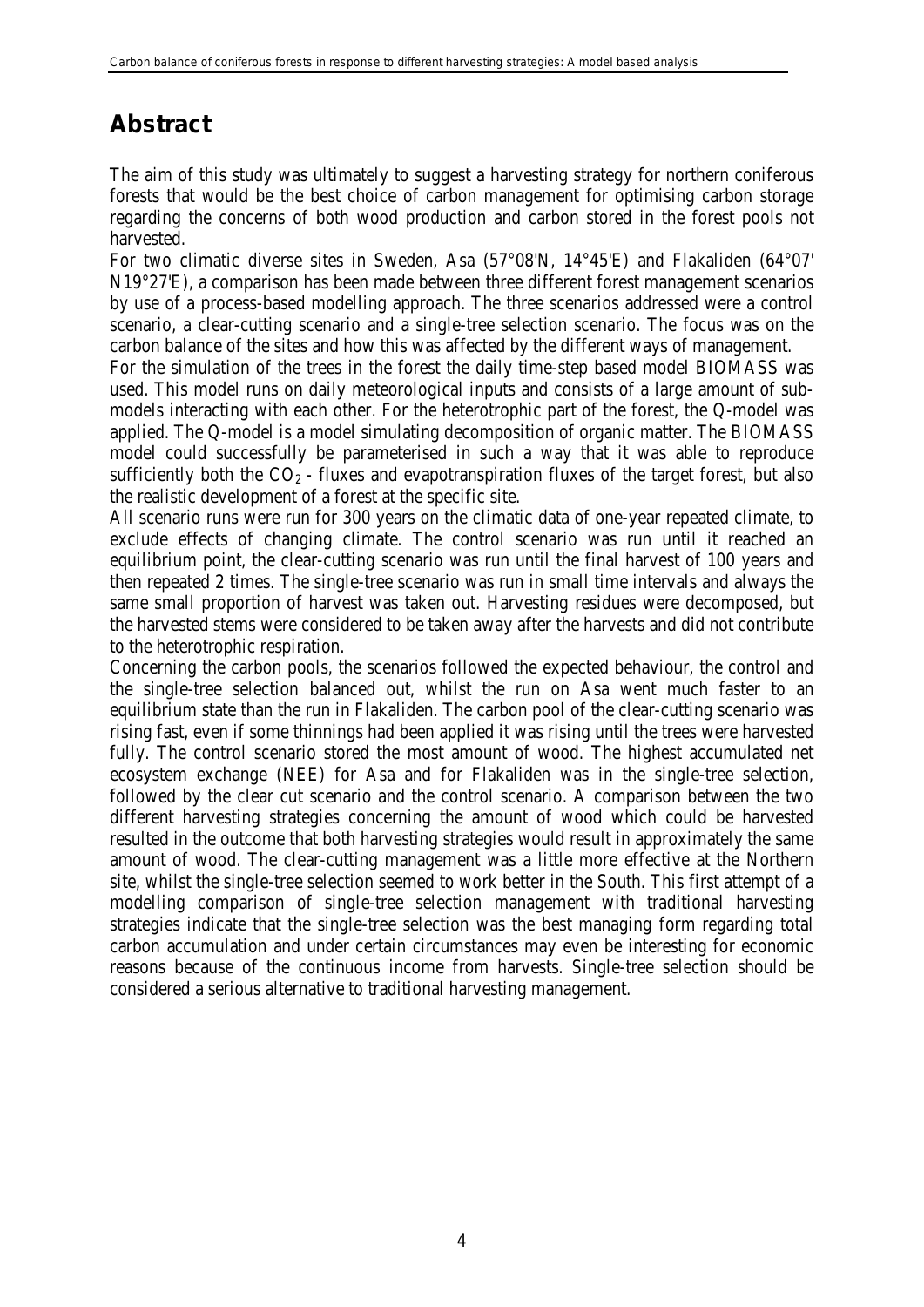# Abstract

The aim of this study was ultimately to suggest a harvesting strategy for northern coniferous forests that would be the best choice of carbon management for optimising carbon storage regarding the concerns of both wood production and carbon stored in the forest pools not harvested.

For two climatic diverse sites in Sweden, Asa (57°08'N, 14°45'E) and Flakaliden (64°07' N19°27'E), a comparison has been made between three different forest management scenarios by use of a process-based modelling approach. The three scenarios addressed were a control scenario, a clear-cutting scenario and a single-tree selection scenario. The focus was on the carbon balance of the sites and how this was affected by the different ways of management.

For the simulation of the trees in the forest the daily time-step based model BIOMASS was used. This model runs on daily meteorological inputs and consists of a large amount of sub-models interacting with each other. For the heterotrophic part of the forest, the Q-model was applied. The Q-model is a model simulating decomposition of organic matter. The BIOMASS model could successfully be parameterised in such a way that it was able to reproduce sufficiently both the $CO_2$ - fluxes and evapotranspiration fluxes of the target forest, but also the realistic development of a forest at the specific site.

All scenario runs were run for 300 years on the climatic data of one-year repeated climate, to exclude effects of changing climate. The control scenario was run until it reached an equilibrium point, the clear-cutting scenario was run until the final harvest of 100 years and then repeated 2 times. The single-tree scenario was run in small time intervals and always the same small proportion of harvest was taken out. Harvesting residues were decomposed, but the harvested stems were considered to be taken away after the harvests and did not contribute to the heterotrophic respiration.

Concerning the carbon pools, the scenarios followed the expected behaviour, the control and the single-tree selection balanced out, whilst the run on Asa went much faster to an equilibrium state than the run in Flakaliden. The carbon pool of the clear-cutting scenario was rising fast, even if some thinnings had been applied it was rising until the trees were harvested fully. The control scenario stored the most amount of wood. The highest accumulated net ecosystem exchange (NEE) for Asa and for Flakaliden was in the single-tree selection, followed by the clear cut scenario and the control scenario. A comparison between the two different harvesting strategies concerning the amount of wood which could be harvested resulted in the outcome that both harvesting strategies would result in approximately the same amount of wood. The clear-cutting management was a little more effective at the Northern site, whilst the single-tree selection seemed to work better in the South. This first attempt of a modelling comparison of single-tree selection management with traditional harvesting strategies indicate that the single-tree selection was the best managing form regarding total carbon accumulation and under certain circumstances may even be interesting for economic reasons because of the continuous income from harvests. Single-tree selection should be considered a serious alternative to traditional harvesting management.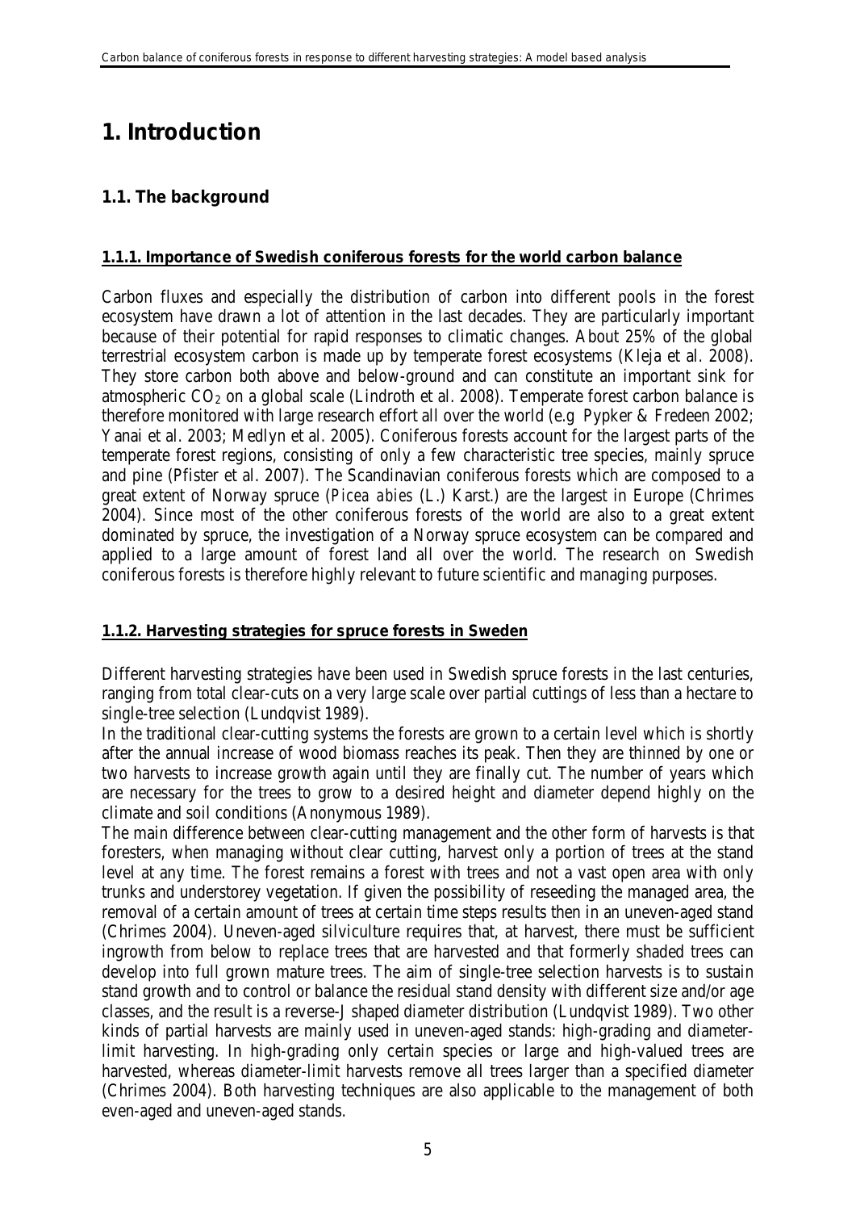# 1. Introduction

## 1.1. The background

### 1.1.1. Importance of Swedish coniferous forests for the world carbon balance

Carbon fluxes and especially the distribution of carbon into different pools in the forest ecosystem have drawn a lot of attention in the last decades. They are particularly important because of their potential for rapid responses to climatic changes. About 25% of the global terrestrial ecosystem carbon is made up by temperate forest ecosystems (Kleja et al. 2008). They store carbon both above and below-ground and can constitute an important sink for atmospheric $CO_2$ on a global scale (Lindroth et al. 2008). Temperate forest carbon balance is therefore monitored with large research effort all over the world (e.g Pypker & Fredeen 2002; Yanai et al. 2003; Medlyn et al. 2005). Coniferous forests account for the largest parts of the temperate forest regions, consisting of only a few characteristic tree species, mainly spruce and pine (Pfister et al. 2007). The Scandinavian coniferous forests which are composed to a great extent of Norway spruce (*Picea abies* (L.) Karst.) are the largest in Europe (Chrimes 2004). Since most of the other coniferous forests of the world are also to a great extent dominated by spruce, the investigation of a Norway spruce ecosystem can be compared and applied to a large amount of forest land all over the world. The research on Swedish coniferous forests is therefore highly relevant to future scientific and managing purposes.

### 1.1.2. Harvesting strategies for spruce forests in Sweden

Different harvesting strategies have been used in Swedish spruce forests in the last centuries, ranging from total clear-cuts on a very large scale over partial cuttings of less than a hectare to single-tree selection (Lundqvist 1989).

In the traditional clear-cutting systems the forests are grown to a certain level which is shortly after the annual increase of wood biomass reaches its peak. Then they are thinned by one or two harvests to increase growth again until they are finally cut. The number of years which are necessary for the trees to grow to a desired height and diameter depend highly on the climate and soil conditions (Anonymous 1989).

The main difference between clear-cutting management and the other form of harvests is that foresters, when managing without clear cutting, harvest only a portion of trees at the stand level at any time. The forest remains a forest with trees and not a vast open area with only trunks and understorey vegetation. If given the possibility of reseeding the managed area, the removal of a certain amount of trees at certain time steps results then in an uneven-aged stand (Chrimes 2004). Uneven-aged silviculture requires that, at harvest, there must be sufficient ingrowth from below to replace trees that are harvested and that formerly shaded trees can develop into full grown mature trees. The aim of single-tree selection harvests is to sustain stand growth and to control or balance the residual stand density with different size and/or age classes, and the result is a reverse-J shaped diameter distribution (Lundqvist 1989). Two other kinds of partial harvests are mainly used in uneven-aged stands: high-grading and diameter-limit harvesting. In high-grading only certain species or large and high-valued trees are harvested, whereas diameter-limit harvests remove all trees larger than a specified diameter (Chrimes 2004). Both harvesting techniques are also applicable to the management of both even-aged and uneven-aged stands.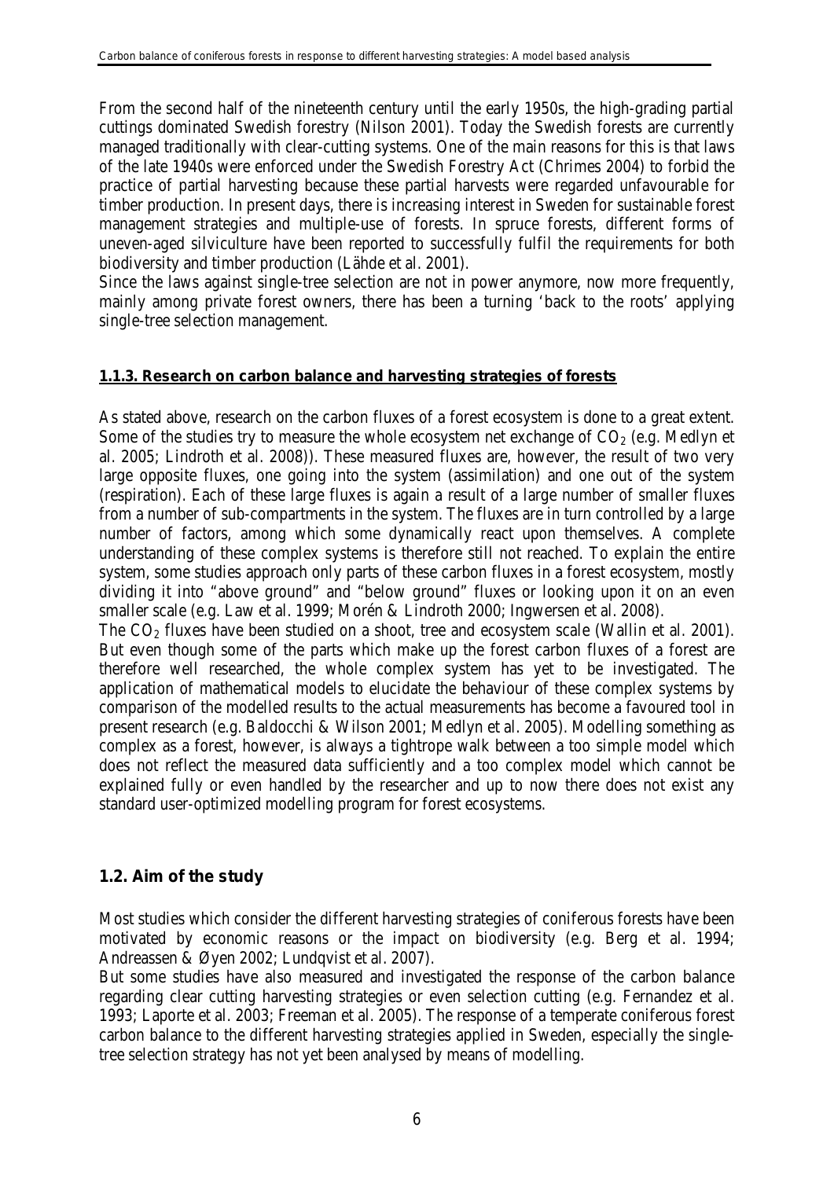From the second half of the nineteenth century until the early 1950s, the high-grading partial cuttings dominated Swedish forestry (Nilson 2001). Today the Swedish forests are currently managed traditionally with clear-cutting systems. One of the main reasons for this is that laws of the late 1940s were enforced under the Swedish Forestry Act (Chrimes 2004) to forbid the practice of partial harvesting because these partial harvests were regarded unfavourable for timber production. In present days, there is increasing interest in Sweden for sustainable forest management strategies and multiple-use of forests. In spruce forests, different forms of uneven-aged silviculture have been reported to successfully fulfil the requirements for both biodiversity and timber production (Lähde et al. 2001).
Since the laws against single-tree selection are not in power anymore, now more frequently, mainly among private forest owners, there has been a turning 'back to the roots' applying single-tree selection management.

### 1.1.3. Research on carbon balance and harvesting strategies of forests

As stated above, research on the carbon fluxes of a forest ecosystem is done to a great extent. Some of the studies try to measure the whole ecosystem net exchange of $CO_2$ (e.g. Medlyn et al. 2005; Lindroth et al. 2008)). These measured fluxes are, however, the result of two very large opposite fluxes, one going into the system (assimilation) and one out of the system (respiration). Each of these large fluxes is again a result of a large number of smaller fluxes from a number of sub-compartments in the system. The fluxes are in turn controlled by a large number of factors, among which some dynamically react upon themselves. A complete understanding of these complex systems is therefore still not reached. To explain the entire system, some studies approach only parts of these carbon fluxes in a forest ecosystem, mostly dividing it into "above ground" and "below ground" fluxes or looking upon it on an even smaller scale (e.g. Law et al. 1999; Morén & Lindroth 2000; Ingwersen et al. 2008).
The $CO_2$ fluxes have been studied on a shoot, tree and ecosystem scale (Wallin et al. 2001). But even though some of the parts which make up the forest carbon fluxes of a forest are therefore well researched, the whole complex system has yet to be investigated. The application of mathematical models to elucidate the behaviour of these complex systems by comparison of the modelled results to the actual measurements has become a favoured tool in present research (e.g. Baldocchi & Wilson 2001; Medlyn et al. 2005). Modelling something as complex as a forest, however, is always a tightrope walk between a too simple model which does not reflect the measured data sufficiently and a too complex model which cannot be explained fully or even handled by the researcher and up to now there does not exist any standard user-optimized modelling program for forest ecosystems.

## 1.2. Aim of the study

Most studies which consider the different harvesting strategies of coniferous forests have been motivated by economic reasons or the impact on biodiversity (e.g. Berg et al. 1994; Andreassen & Øyen 2002; Lundqvist et al. 2007).
But some studies have also measured and investigated the response of the carbon balance regarding clear cutting harvesting strategies or even selection cutting (e.g. Fernandez et al. 1993; Laporte et al. 2003; Freeman et al. 2005). The response of a temperate coniferous forest carbon balance to the different harvesting strategies applied in Sweden, especially the single-tree selection strategy has not yet been analysed by means of modelling.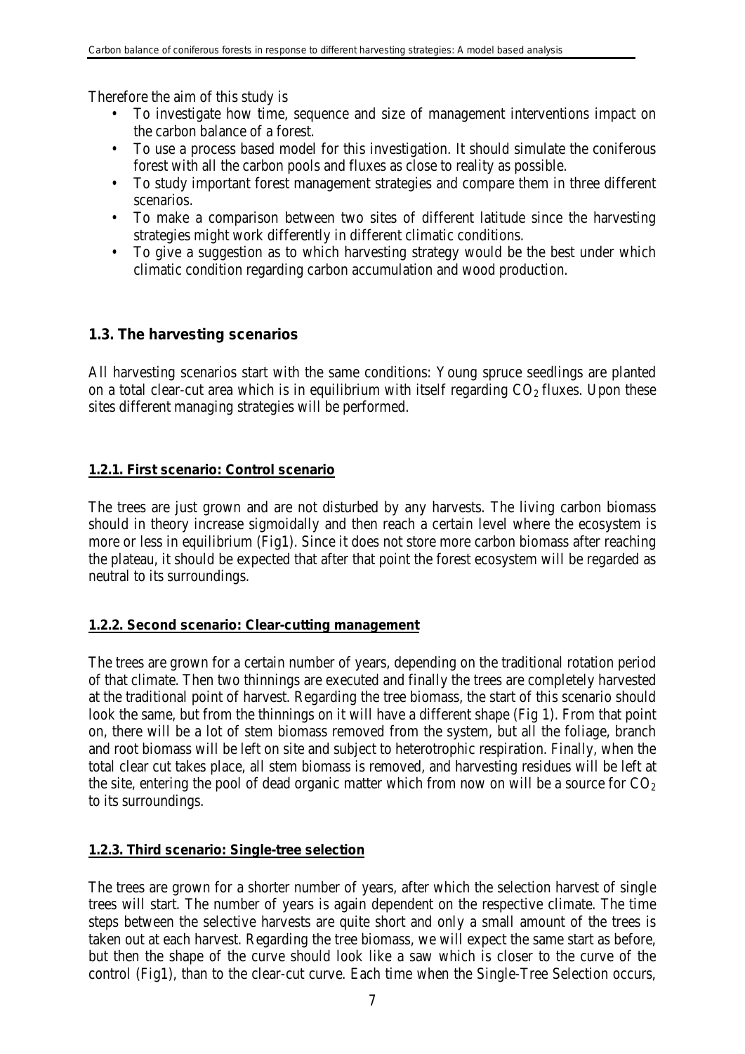Therefore the aim of this study is

- To investigate how time, sequence and size of management interventions impact on the carbon balance of a forest.
- To use a process based model for this investigation. It should simulate the coniferous forest with all the carbon pools and fluxes as close to reality as possible.
- To study important forest management strategies and compare them in three different scenarios.
- To make a comparison between two sites of different latitude since the harvesting strategies might work differently in different climatic conditions.
- To give a suggestion as to which harvesting strategy would be the best under which climatic condition regarding carbon accumulation and wood production.

## 1.3. The harvesting scenarios

All harvesting scenarios start with the same conditions: Young spruce seedlings are planted on a total clear-cut area which is in equilibrium with itself regarding $CO_2$ fluxes. Upon these sites different managing strategies will be performed.

### 1.2.1. First scenario: Control scenario

The trees are just grown and are not disturbed by any harvests. The living carbon biomass should in theory increase sigmoidally and then reach a certain level where the ecosystem is more or less in equilibrium (Fig1). Since it does not store more carbon biomass after reaching the plateau, it should be expected that after that point the forest ecosystem will be regarded as neutral to its surroundings.

### 1.2.2. Second scenario: Clear-cutting management

The trees are grown for a certain number of years, depending on the traditional rotation period of that climate. Then two thinnings are executed and finally the trees are completely harvested at the traditional point of harvest. Regarding the tree biomass, the start of this scenario should look the same, but from the thinnings on it will have a different shape (Fig 1). From that point on, there will be a lot of stem biomass removed from the system, but all the foliage, branch and root biomass will be left on site and subject to heterotrophic respiration. Finally, when the total clear cut takes place, all stem biomass is removed, and harvesting residues will be left at the site, entering the pool of dead organic matter which from now on will be a source for $CO_2$ to its surroundings.

### 1.2.3. Third scenario: Single-tree selection

The trees are grown for a shorter number of years, after which the selection harvest of single trees will start. The number of years is again dependent on the respective climate. The time steps between the selective harvests are quite short and only a small amount of the trees is taken out at each harvest. Regarding the tree biomass, we will expect the same start as before, but then the shape of the curve should look like a saw which is closer to the curve of the control (Fig1), than to the clear-cut curve. Each time when the Single-Tree Selection occurs,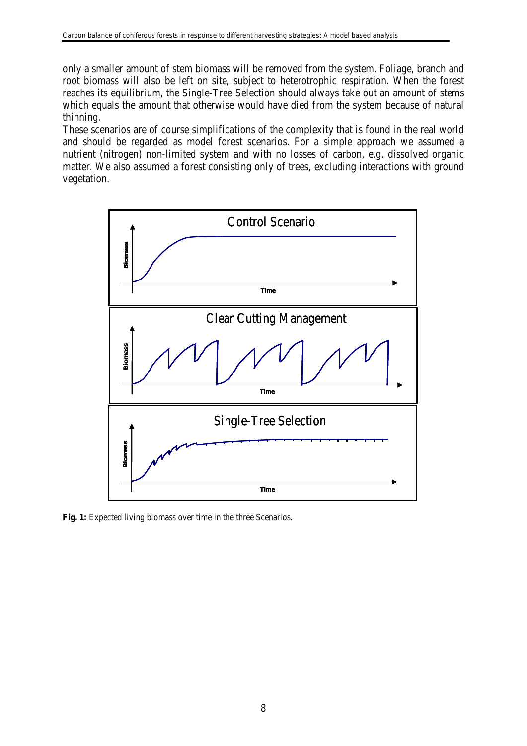only a smaller amount of stem biomass will be removed from the system. Foliage, branch and root biomass will also be left on site, subject to heterotrophic respiration. When the forest reaches its equilibrium, the Single-Tree Selection should always take out an amount of stems which equals the amount that otherwise would have died from the system because of natural thinning.

These scenarios are of course simplifications of the complexity that is found in the real world and should be regarded as model forest scenarios. For a simple approach we assumed a nutrient (nitrogen) non-limited system and with no losses of carbon, e.g. dissolved organic matter. We also assumed a forest consisting only of trees, excluding interactions with ground vegetation.

**Fig. 1:** Expected living biomass over time in the three Scenarios.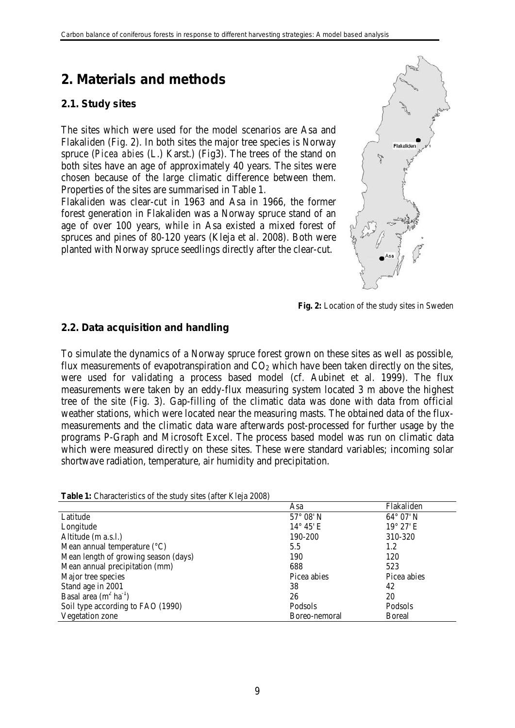# 2. Materials and methods

## 2.1. Study sites

The sites which were used for the model scenarios are Asa and Flakaliden (Fig. 2). In both sites the major tree species is Norway spruce (*Picea abies* (L.) Karst.) (Fig3). The trees of the stand on both sites have an age of approximately 40 years. The sites were chosen because of the large climatic difference between them. Properties of the sites are summarised in Table 1.

Flakaliden was clear-cut in 1963 and Asa in 1966, the former forest generation in Flakaliden was a Norway spruce stand of an age of over 100 years, while in Asa existed a mixed forest of spruces and pines of 80-120 years (Kleja et al. 2008). Both were planted with Norway spruce seedlings directly after the clear-cut.

**Fig. 2:** Location of the study sites in Sweden

## 2.2. Data acquisition and handling

To simulate the dynamics of a Norway spruce forest grown on these sites as well as possible, flux measurements of evapotranspiration and $CO_2$ which have been taken directly on the sites, were used for validating a process based model (cf. Aubinet et al. 1999). The flux measurements were taken by an eddy-flux measuring system located 3 m above the highest tree of the site (Fig. 3). Gap-filling of the climatic data was done with data from official weather stations, which were located near the measuring masts. The obtained data of the flux-measurements and the climatic data ware afterwards post-processed for further usage by the programs P-Graph and Microsoft Excel. The process based model was run on climatic data which were measured directly on these sites. These were standard variables; incoming solar shortwave radiation, temperature, air humidity and precipitation.

**Table 1:** Characteristics of the study sites (after Kleja 2008)

| | Asa | Flakaliden |
|---|---|---|
| Latitude | 57° 08' N | 64° 07' N |
| Longitude | 14° 45' E | 19° 27' E |
| Altitude (m a.s.l.) | 190-200 | 310-320 |
| Mean annual temperature (°C) | 5.5 | 1.2 |
| Mean length of growing season (days) | 190 | 120 |
| Mean annual precipitation (mm) | 688 | 523 |
| Major tree species | Picea abies | Picea abies |
| Stand age in 2001 | 38 | 42 |
| Basal area ($m^2$ $ha^{-1}$) | 26 | 20 |
| Soil type according to FAO (1990) | Podsols | Podsols |
| Vegetation zone | Boreo-nemoral | Boreal |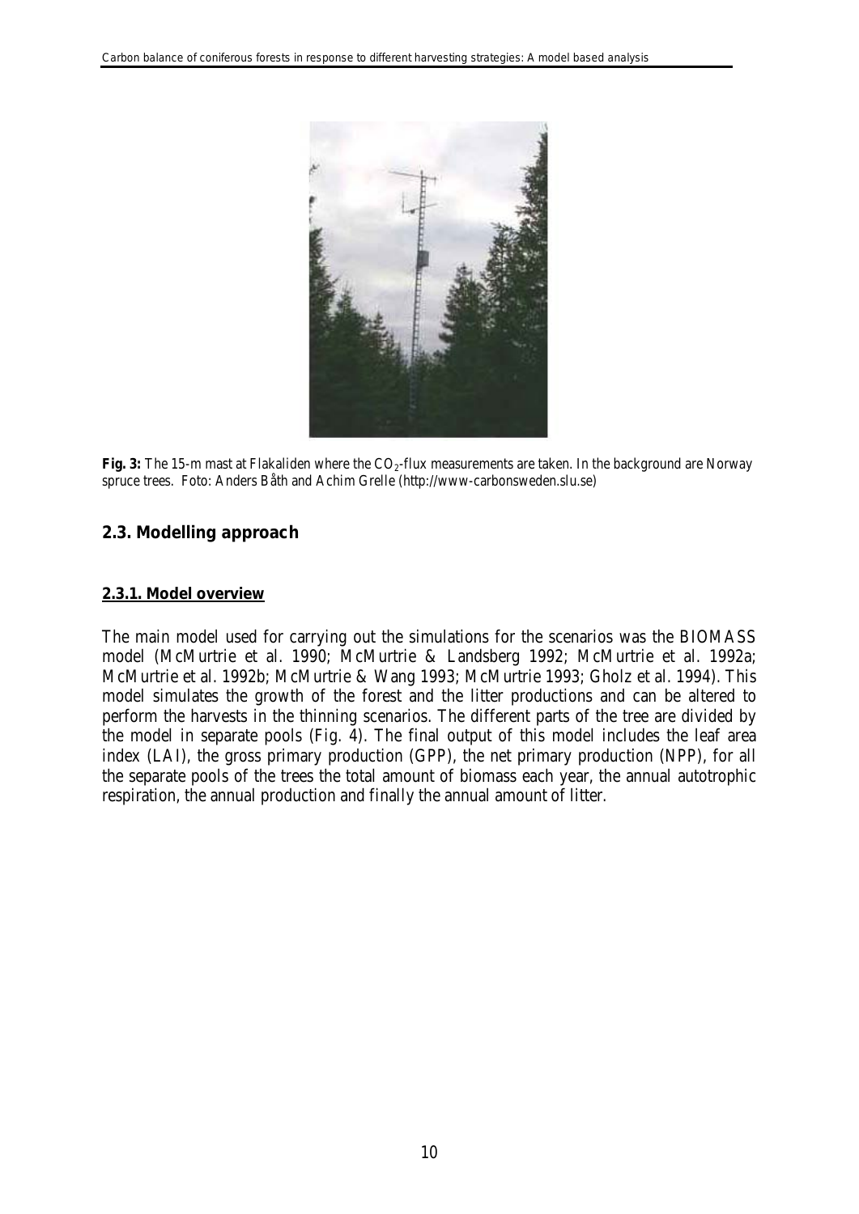**Fig. 3:** The 15-m mast at Flakaliden where the $CO_2$-flux measurements are taken. In the background are Norway spruce trees. Foto: Anders Båth and Achim Grelle (http://www-carbonsweden.slu.se)

## 2.3. Modelling approach

### 2.3.1. Model overview

The main model used for carrying out the simulations for the scenarios was the BIOMASS model (McMurtrie et al. 1990; McMurtrie & Landsberg 1992; McMurtrie et al. 1992a; McMurtrie et al. 1992b; McMurtrie & Wang 1993; McMurtrie 1993; Gholz et al. 1994). This model simulates the growth of the forest and the litter productions and can be altered to perform the harvests in the thinning scenarios. The different parts of the tree are divided by the model in separate pools (Fig. 4). The final output of this model includes the leaf area index (LAI), the gross primary production (GPP), the net primary production (NPP), for all the separate pools of the trees the total amount of biomass each year, the annual autotrophic respiration, the annual production and finally the annual amount of litter.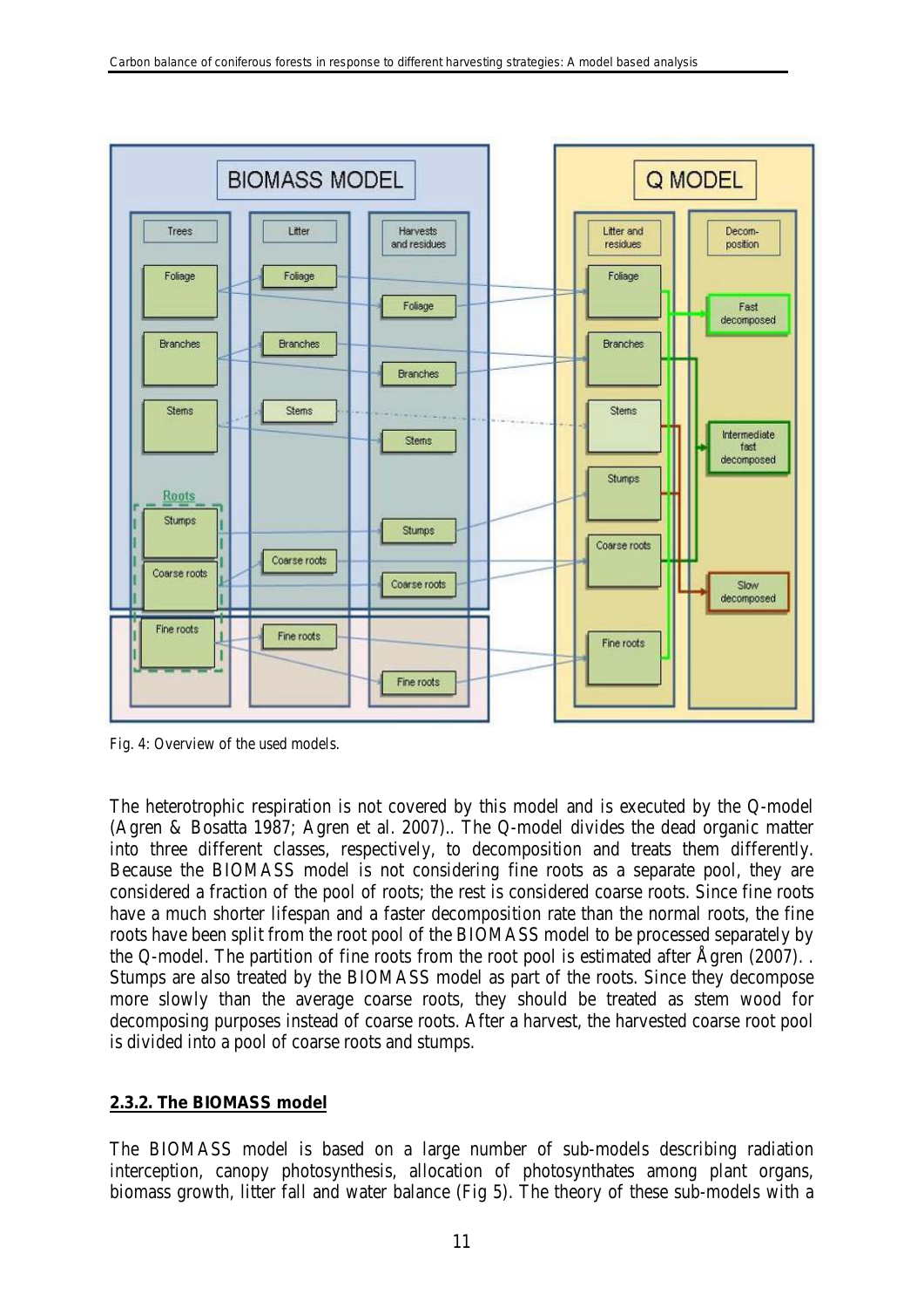Fig. 4: Overview of the used models.

The heterotrophic respiration is not covered by this model and is executed by the Q-model (Agren & Bosatta 1987; Agren et al. 2007).. The Q-model divides the dead organic matter into three different classes, respectively, to decomposition and treats them differently. Because the BIOMASS model is not considering fine roots as a separate pool, they are considered a fraction of the pool of roots; the rest is considered coarse roots. Since fine roots have a much shorter lifespan and a faster decomposition rate than the normal roots, the fine roots have been split from the root pool of the BIOMASS model to be processed separately by the Q-model. The partition of fine roots from the root pool is estimated after Ågren (2007). . Stumps are also treated by the BIOMASS model as part of the roots. Since they decompose more slowly than the average coarse roots, they should be treated as stem wood for decomposing purposes instead of coarse roots. After a harvest, the harvested coarse root pool is divided into a pool of coarse roots and stumps.

### **2.3.2. The BIOMASS model**

The BIOMASS model is based on a large number of sub-models describing radiation interception, canopy photosynthesis, allocation of photosynthates among plant organs, biomass growth, litter fall and water balance (Fig 5). The theory of these sub-models with a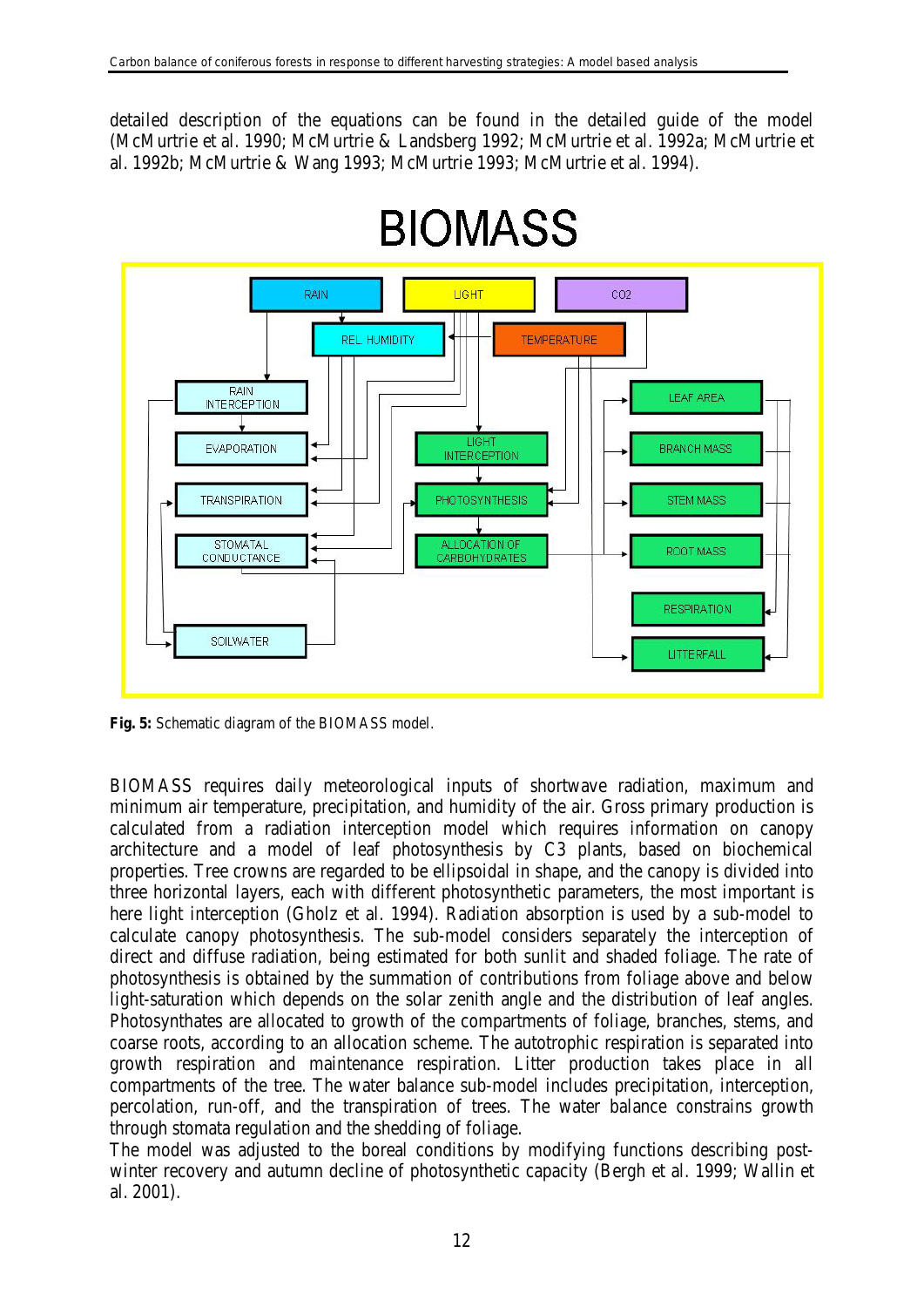detailed description of the equations can be found in the detailed guide of the model (McMurtrie et al. 1990; McMurtrie & Landsberg 1992; McMurtrie et al. 1992a; McMurtrie et al. 1992b; McMurtrie & Wang 1993; McMurtrie 1993; McMurtrie et al. 1994).

**Fig. 5:** Schematic diagram of the BIOMASS model.

BIOMASS requires daily meteorological inputs of shortwave radiation, maximum and minimum air temperature, precipitation, and humidity of the air. Gross primary production is calculated from a radiation interception model which requires information on canopy architecture and a model of leaf photosynthesis by C3 plants, based on biochemical properties. Tree crowns are regarded to be ellipsoidal in shape, and the canopy is divided into three horizontal layers, each with different photosynthetic parameters, the most important is here light interception (Gholz et al. 1994). Radiation absorption is used by a sub-model to calculate canopy photosynthesis. The sub-model considers separately the interception of direct and diffuse radiation, being estimated for both sunlit and shaded foliage. The rate of photosynthesis is obtained by the summation of contributions from foliage above and below light-saturation which depends on the solar zenith angle and the distribution of leaf angles. Photosynthates are allocated to growth of the compartments of foliage, branches, stems, and coarse roots, according to an allocation scheme. The autotrophic respiration is separated into growth respiration and maintenance respiration. Litter production takes place in all compartments of the tree. The water balance sub-model includes precipitation, interception, percolation, run-off, and the transpiration of trees. The water balance constrains growth through stomata regulation and the shedding of foliage.

The model was adjusted to the boreal conditions by modifying functions describing post-winter recovery and autumn decline of photosynthetic capacity (Bergh et al. 1999; Wallin et al. 2001).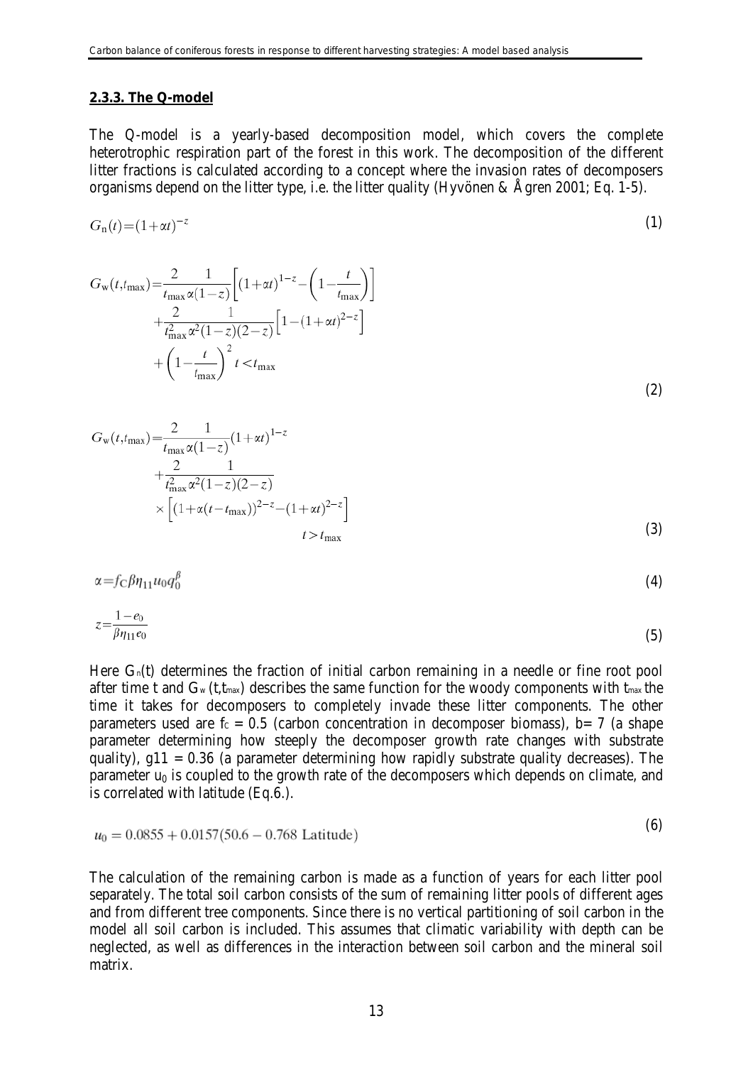#### 2.3.3. The Q-model

The Q-model is a yearly-based decomposition model, which covers the complete heterotrophic respiration part of the forest in this work. The decomposition of the different litter fractions is calculated according to a concept where the invasion rates of decomposers organisms depend on the litter type, i.e. the litter quality (Hyvönen & Ågren 2001; Eq. 1-5).

$$G_{\mathrm{n}}(t)=(1+\alpha t)^{-z} \tag{1}$$

$$\begin{aligned} G_{\mathrm{w}}(t,t_{\max})= & \frac{2}{t_{\max}}\frac{1}{\alpha(1-z)}\left[(1+\alpha t)^{1-z}-\left(1-\frac{t}{t_{\max}}\right)\right] \\ & +\frac{2}{t_{\max}^{2}}\frac{1}{\alpha^{2}(1-z)(2-z)}\left[1-(1+\alpha t)^{2-z}\right] \\ & +\left(1-\frac{t}{t_{\max}}\right)^{2} \quad t<t_{\max} \end{aligned} \tag{2}$$

$$\begin{aligned} G_{\mathrm{w}}(t,t_{\max})= & \frac{2}{t_{\max}}\frac{1}{\alpha(1-z)}(1+\alpha t)^{1-z} \\ & +\frac{2}{t_{\max}^{2}}\frac{1}{\alpha^{2}(1-z)(2-z)} \\ & \times\left[(1+\alpha(t-t_{\max}))^{2-z}-(1+\alpha t)^{2-z}\right] \\ & \qquad t>t_{\max} \end{aligned} \tag{3}$$

$$\alpha=f_{\mathrm{C}}\beta\eta_{11}u_{0}q_{0}^{\beta} \tag{4}$$

$$z=\frac{1-e_{0}}{\beta\eta_{11}e_{0}} \tag{5}$$

Here $G_n(t)$ determines the fraction of initial carbon remaining in a needle or fine root pool after time t and $G_w(t,t_{max})$ describes the same function for the woody components with $t_{max}$ the time it takes for decomposers to completely invade these litter components. The other parameters used are $f_c = 0.5$ (carbon concentration in decomposer biomass), b= 7 (a shape parameter determining how steeply the decomposer growth rate changes with substrate quality), g11 = 0.36 (a parameter determining how rapidly substrate quality decreases). The parameter $u_0$ is coupled to the growth rate of the decomposers which depends on climate, and is correlated with latitude (Eq.6.).

$$u_0 = 0.0855 + 0.0157(50.6 - 0.768 \text{ Latitude}) \tag{6}$$

The calculation of the remaining carbon is made as a function of years for each litter pool separately. The total soil carbon consists of the sum of remaining litter pools of different ages and from different tree components. Since there is no vertical partitioning of soil carbon in the model all soil carbon is included. This assumes that climatic variability with depth can be neglected, as well as differences in the interaction between soil carbon and the mineral soil matrix.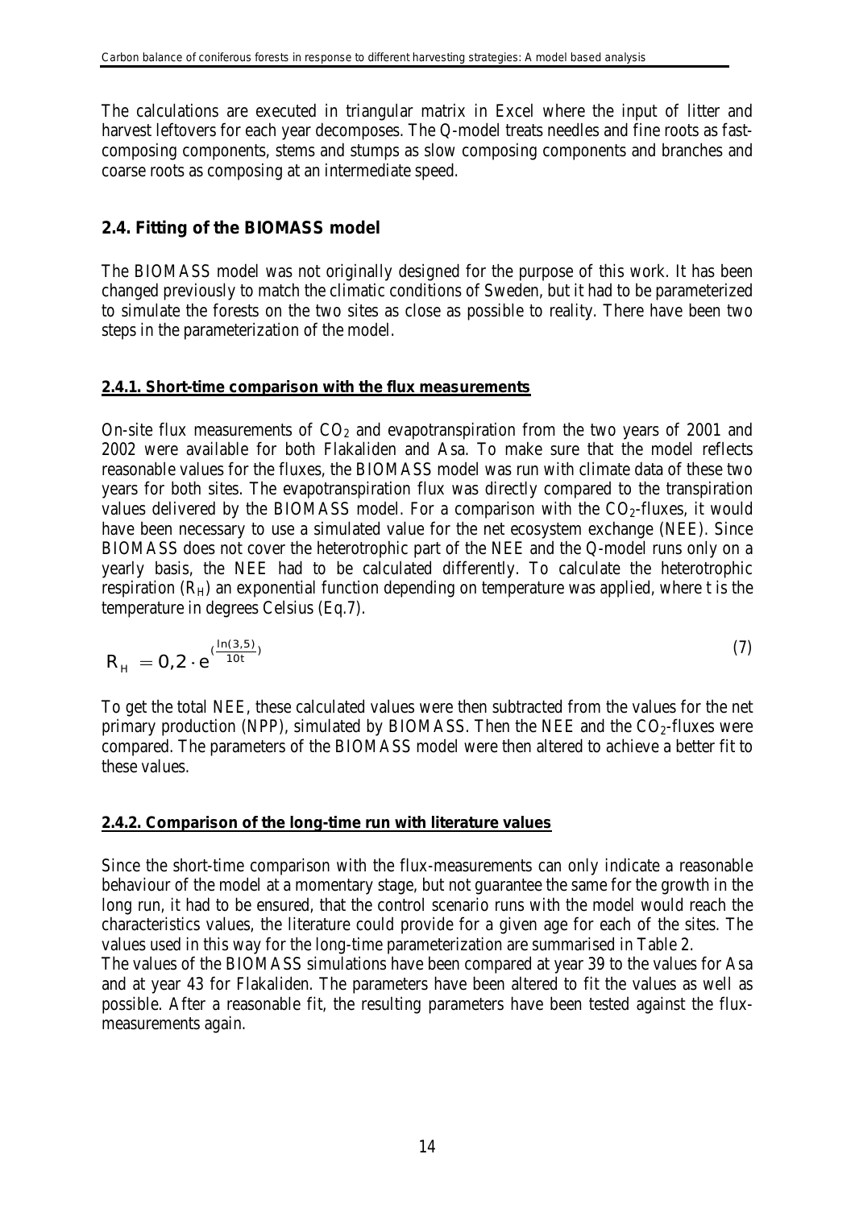The calculations are executed in triangular matrix in Excel where the input of litter and harvest leftovers for each year decomposes. The Q-model treats needles and fine roots as fast-composing components, stems and stumps as slow composing components and branches and coarse roots as composing at an intermediate speed.

## 2.4. Fitting of the BIOMASS model

The BIOMASS model was not originally designed for the purpose of this work. It has been changed previously to match the climatic conditions of Sweden, but it had to be parameterized to simulate the forests on the two sites as close as possible to reality. There have been two steps in the parameterization of the model.

### 2.4.1. Short-time comparison with the flux measurements

On-site flux measurements of $CO_2$ and evapotranspiration from the two years of 2001 and 2002 were available for both Flakaliden and Asa. To make sure that the model reflects reasonable values for the fluxes, the BIOMASS model was run with climate data of these two years for both sites. The evapotranspiration flux was directly compared to the transpiration values delivered by the BIOMASS model. For a comparison with the $CO_2$-fluxes, it would have been necessary to use a simulated value for the net ecosystem exchange (NEE). Since BIOMASS does not cover the heterotrophic part of the NEE and the Q-model runs only on a yearly basis, the NEE had to be calculated differently. To calculate the heterotrophic respiration ($R_H$) an exponential function depending on temperature was applied, where t is the temperature in degrees Celsius (Eq.7).

$$R_H = 0{,}2 \cdot e^{\left(\frac{\ln(3{,}5)}{10t}\right)} \tag{7}$$

To get the total NEE, these calculated values were then subtracted from the values for the net primary production (NPP), simulated by BIOMASS. Then the NEE and the $CO_2$-fluxes were compared. The parameters of the BIOMASS model were then altered to achieve a better fit to these values.

### 2.4.2. Comparison of the long-time run with literature values

Since the short-time comparison with the flux-measurements can only indicate a reasonable behaviour of the model at a momentary stage, but not guarantee the same for the growth in the long run, it had to be ensured, that the control scenario runs with the model would reach the characteristics values, the literature could provide for a given age for each of the sites. The values used in this way for the long-time parameterization are summarised in Table 2.

The values of the BIOMASS simulations have been compared at year 39 to the values for Asa and at year 43 for Flakaliden. The parameters have been altered to fit the values as well as possible. After a reasonable fit, the resulting parameters have been tested against the flux-measurements again.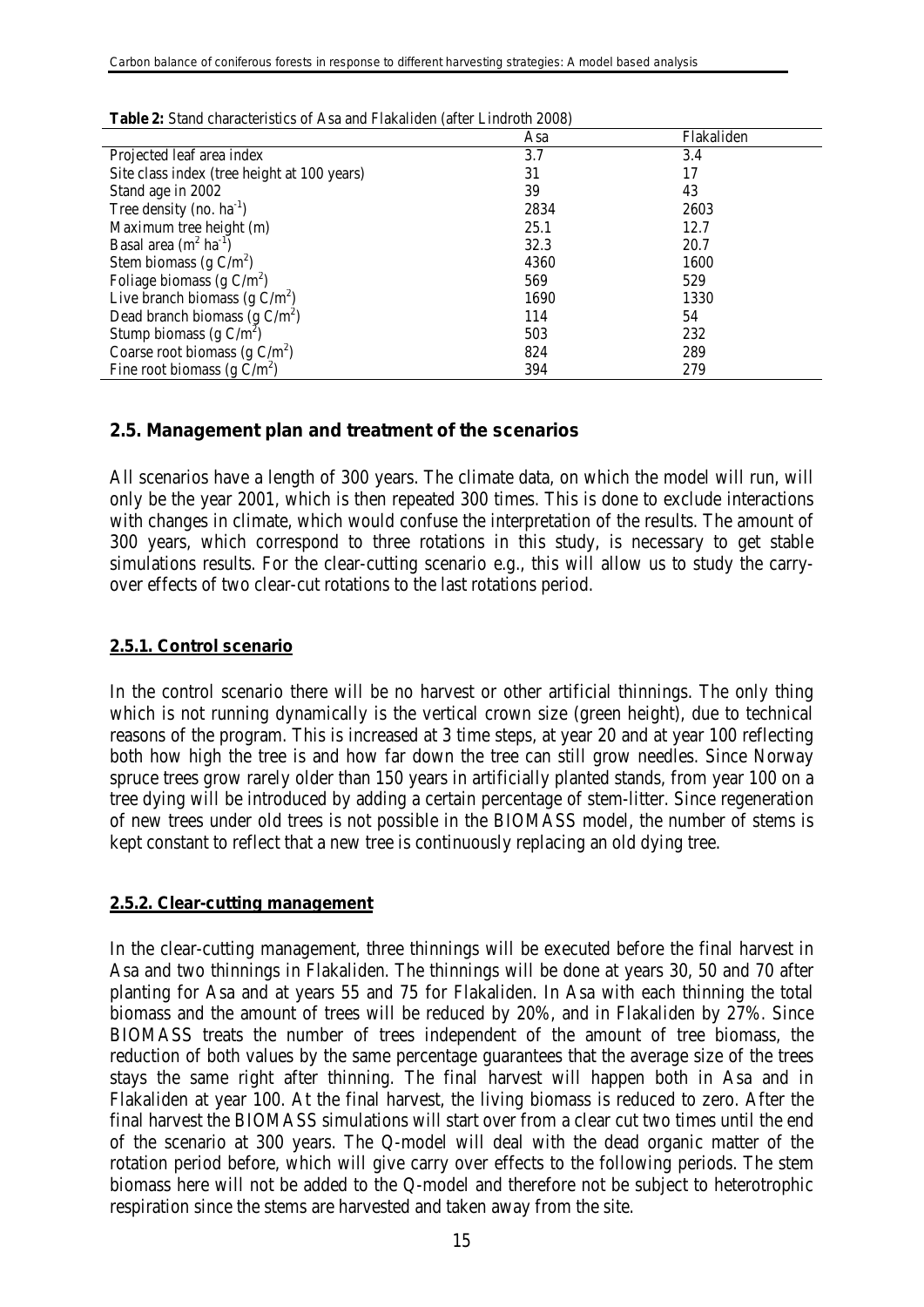**Table 2:** Stand characteristics of Asa and Flakaliden (after Lindroth 2008)

| | Asa | Flakaliden |
|---|---|---|
| Projected leaf area index | 3.7 | 3.4 |
| Site class index (tree height at 100 years) | 31 | 17 |
| Stand age in 2002 | 39 | 43 |
| Tree density (no. $ha^{-1}$) | 2834 | 2603 |
| Maximum tree height (m) | 25.1 | 12.7 |
| Basal area ($m^2$ $ha^{-1}$) | 32.3 | 20.7 |
| Stem biomass (g $C/m^2$) | 4360 | 1600 |
| Foliage biomass (g $C/m^2$) | 569 | 529 |
| Live branch biomass (g $C/m^2$) | 1690 | 1330 |
| Dead branch biomass (g $C/m^2$) | 114 | 54 |
| Stump biomass (g $C/m^2$) | 503 | 232 |
| Coarse root biomass (g $C/m^2$) | 824 | 289 |
| Fine root biomass (g $C/m^2$) | 394 | 279 |

## 2.5. Management plan and treatment of the scenarios

All scenarios have a length of 300 years. The climate data, on which the model will run, will only be the year 2001, which is then repeated 300 times. This is done to exclude interactions with changes in climate, which would confuse the interpretation of the results. The amount of 300 years, which correspond to three rotations in this study, is necessary to get stable simulations results. For the clear-cutting scenario e.g., this will allow us to study the carry-over effects of two clear-cut rotations to the last rotations period.

### 2.5.1. Control scenario

In the control scenario there will be no harvest or other artificial thinnings. The only thing which is not running dynamically is the vertical crown size (green height), due to technical reasons of the program. This is increased at 3 time steps, at year 20 and at year 100 reflecting both how high the tree is and how far down the tree can still grow needles. Since Norway spruce trees grow rarely older than 150 years in artificially planted stands, from year 100 on a tree dying will be introduced by adding a certain percentage of stem-litter. Since regeneration of new trees under old trees is not possible in the BIOMASS model, the number of stems is kept constant to reflect that a new tree is continuously replacing an old dying tree.

### 2.5.2. Clear-cutting management

In the clear-cutting management, three thinnings will be executed before the final harvest in Asa and two thinnings in Flakaliden. The thinnings will be done at years 30, 50 and 70 after planting for Asa and at years 55 and 75 for Flakaliden. In Asa with each thinning the total biomass and the amount of trees will be reduced by 20%, and in Flakaliden by 27%. Since BIOMASS treats the number of trees independent of the amount of tree biomass, the reduction of both values by the same percentage guarantees that the average size of the trees stays the same right after thinning. The final harvest will happen both in Asa and in Flakaliden at year 100. At the final harvest, the living biomass is reduced to zero. After the final harvest the BIOMASS simulations will start over from a clear cut two times until the end of the scenario at 300 years. The Q-model will deal with the dead organic matter of the rotation period before, which will give carry over effects to the following periods. The stem biomass here will not be added to the Q-model and therefore not be subject to heterotrophic respiration since the stems are harvested and taken away from the site.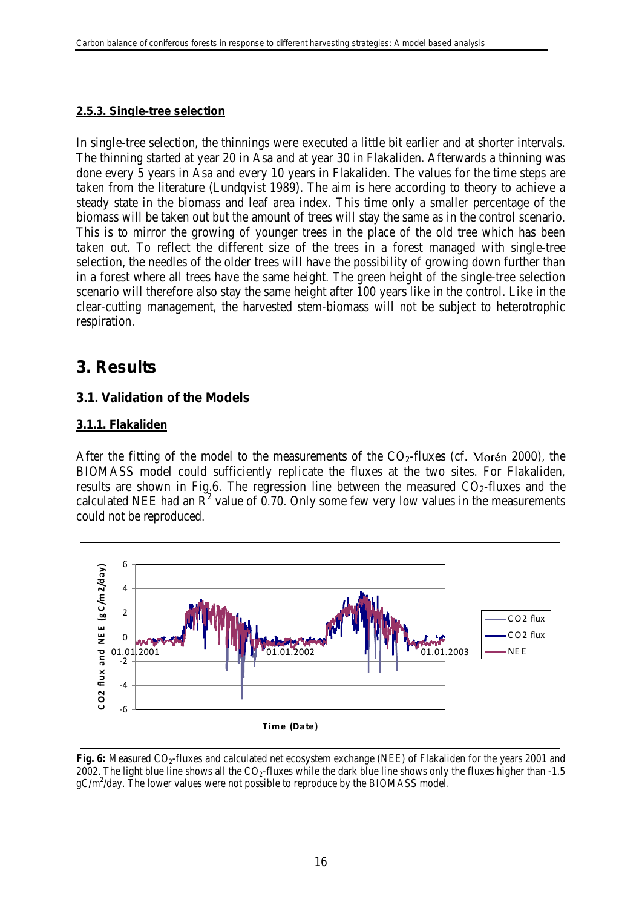#### 2.5.3. Single-tree selection

In single-tree selection, the thinnings were executed a little bit earlier and at shorter intervals. The thinning started at year 20 in Asa and at year 30 in Flakaliden. Afterwards a thinning was done every 5 years in Asa and every 10 years in Flakaliden. The values for the time steps are taken from the literature (Lundqvist 1989). The aim is here according to theory to achieve a steady state in the biomass and leaf area index. This time only a smaller percentage of the biomass will be taken out but the amount of trees will stay the same as in the control scenario. This is to mirror the growing of younger trees in the place of the old tree which has been taken out. To reflect the different size of the trees in a forest managed with single-tree selection, the needles of the older trees will have the possibility of growing down further than in a forest where all trees have the same height. The green height of the single-tree selection scenario will therefore also stay the same height after 100 years like in the control. Like in the clear-cutting management, the harvested stem-biomass will not be subject to heterotrophic respiration.

# 3. Results

## 3.1. Validation of the Models

#### 3.1.1. Flakaliden

After the fitting of the model to the measurements of the $CO_2$-fluxes (cf. Morén 2000), the BIOMASS model could sufficiently replicate the fluxes at the two sites. For Flakaliden, results are shown in Fig.6. The regression line between the measured $CO_2$-fluxes and the calculated NEE had an $R^2$ value of 0.70. Only some few very low values in the measurements could not be reproduced.

**Fig. 6:** Measured $CO_2$-fluxes and calculated net ecosystem exchange (NEE) of Flakaliden for the years 2001 and 2002. The light blue line shows all the $CO_2$-fluxes while the dark blue line shows only the fluxes higher than -1.5 $gC/m^2$/day. The lower values were not possible to reproduce by the BIOMASS model.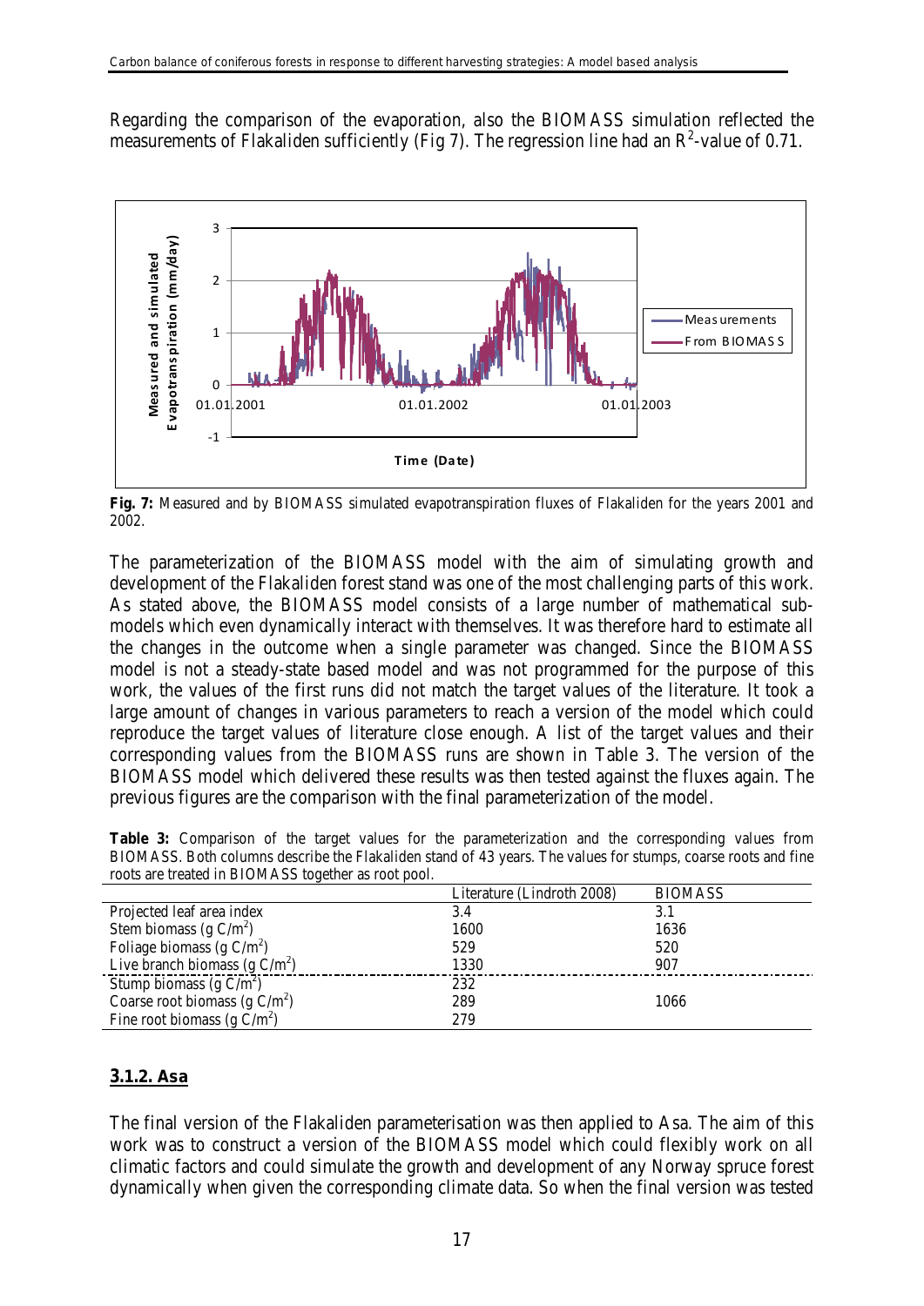Regarding the comparison of the evaporation, also the BIOMASS simulation reflected the measurements of Flakaliden sufficiently (Fig 7). The regression line had an $R^2$-value of 0.71.

**Fig. 7:** Measured and by BIOMASS simulated evapotranspiration fluxes of Flakaliden for the years 2001 and 2002.

The parameterization of the BIOMASS model with the aim of simulating growth and development of the Flakaliden forest stand was one of the most challenging parts of this work. As stated above, the BIOMASS model consists of a large number of mathematical sub-models which even dynamically interact with themselves. It was therefore hard to estimate all the changes in the outcome when a single parameter was changed. Since the BIOMASS model is not a steady-state based model and was not programmed for the purpose of this work, the values of the first runs did not match the target values of the literature. It took a large amount of changes in various parameters to reach a version of the model which could reproduce the target values of literature close enough. A list of the target values and their corresponding values from the BIOMASS runs are shown in Table 3. The version of the BIOMASS model which delivered these results was then tested against the fluxes again. The previous figures are the comparison with the final parameterization of the model.

**Table 3:** Comparison of the target values for the parameterization and the corresponding values from BIOMASS. Both columns describe the Flakaliden stand of 43 years. The values for stumps, coarse roots and fine roots are treated in BIOMASS together as root pool.

| | Literature (Lindroth 2008) | BIOMASS |
|---|---|---|
| Projected leaf area index | 3.4 | 3.1 |
| Stem biomass (g C/m$^2$) | 1600 | 1636 |
| Foliage biomass (g C/m$^2$) | 529 | 520 |
| Live branch biomass (g C/m$^2$) | 1330 | 907 |
| Stump biomass (g C/m$^2$) | 232 | |
| Coarse root biomass (g C/m$^2$) | 289 | 1066 |
| Fine root biomass (g C/m$^2$) | 279 | |

### 3.1.2. Asa

The final version of the Flakaliden parameterisation was then applied to Asa. The aim of this work was to construct a version of the BIOMASS model which could flexibly work on all climatic factors and could simulate the growth and development of any Norway spruce forest dynamically when given the corresponding climate data. So when the final version was tested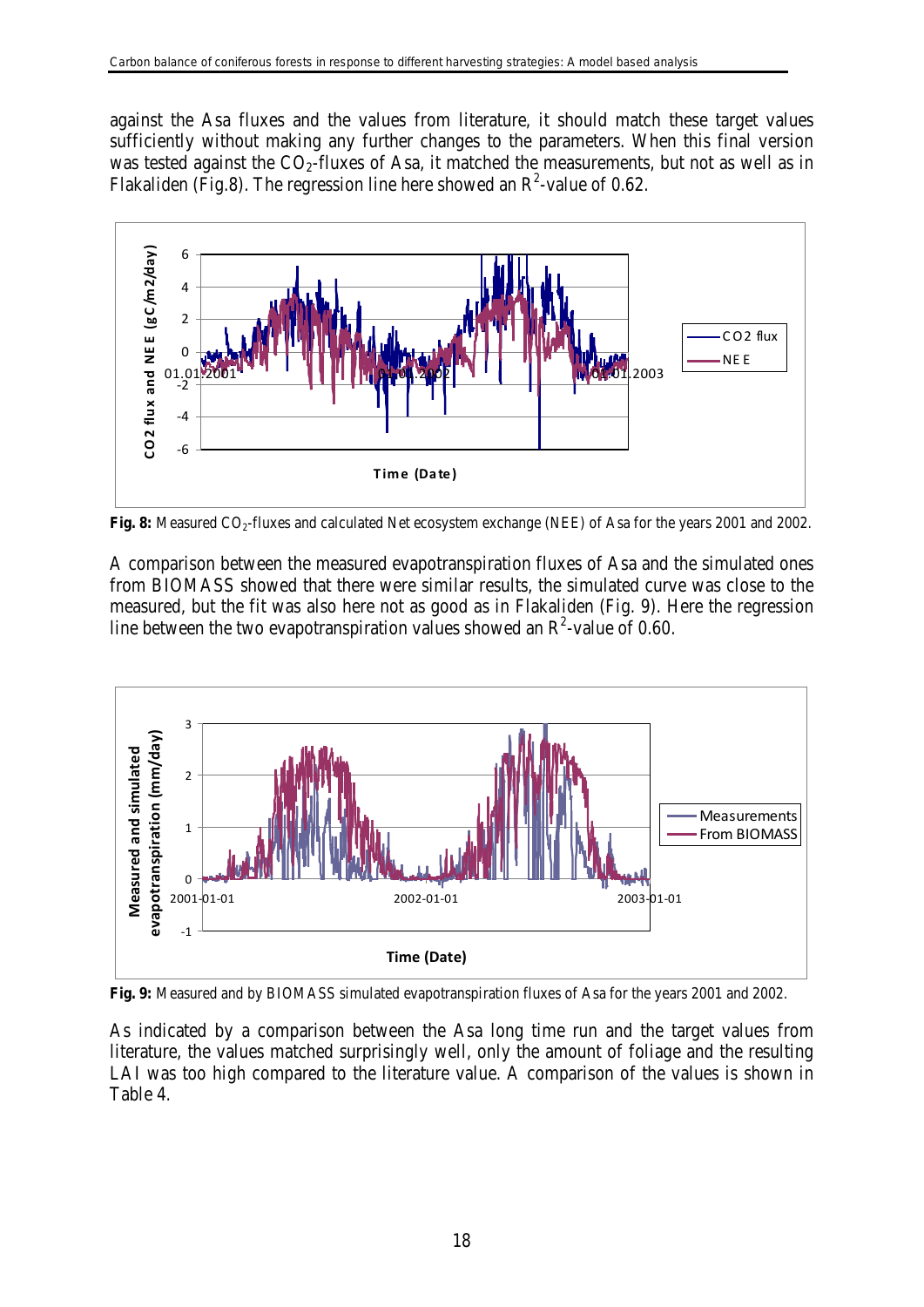against the Asa fluxes and the values from literature, it should match these target values sufficiently without making any further changes to the parameters. When this final version was tested against the $CO_2$-fluxes of Asa, it matched the measurements, but not as well as in Flakaliden (Fig.8). The regression line here showed an $R^2$-value of 0.62.

**Fig. 8:** Measured $CO_2$-fluxes and calculated Net ecosystem exchange (NEE) of Asa for the years 2001 and 2002.

A comparison between the measured evapotranspiration fluxes of Asa and the simulated ones from BIOMASS showed that there were similar results, the simulated curve was close to the measured, but the fit was also here not as good as in Flakaliden (Fig. 9). Here the regression line between the two evapotranspiration values showed an $R^2$-value of 0.60.

**Fig. 9:** Measured and by BIOMASS simulated evapotranspiration fluxes of Asa for the years 2001 and 2002.

As indicated by a comparison between the Asa long time run and the target values from literature, the values matched surprisingly well, only the amount of foliage and the resulting LAI was too high compared to the literature value. A comparison of the values is shown in Table 4.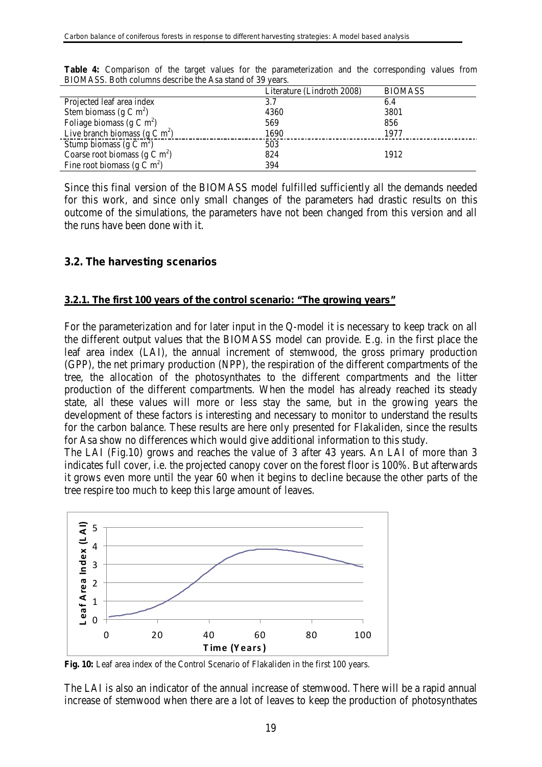**Table 4:** Comparison of the target values for the parameterization and the corresponding values from BIOMASS. Both columns describe the Asa stand of 39 years.

| | Literature (Lindroth 2008) | BIOMASS |
|---|---|---|
| Projected leaf area index | 3.7 | 6.4 |
| Stem biomass (g C $m^2$) | 4360 | 3801 |
| Foliage biomass (g C $m^2$) | 569 | 856 |
| Live branch biomass (g C $m^2$) | 1690 | 1977 |
| Stump biomass (g C $m^2$) | 503 | |
| Coarse root biomass (g C $m^2$) | 824 | 1912 |
| Fine root biomass (g C $m^2$) | 394 | |

Since this final version of the BIOMASS model fulfilled sufficiently all the demands needed for this work, and since only small changes of the parameters had drastic results on this outcome of the simulations, the parameters have not been changed from this version and all the runs have been done with it.

## 3.2. The harvesting scenarios

### 3.2.1. The first 100 years of the control scenario: "The growing years"

For the parameterization and for later input in the Q-model it is necessary to keep track on all the different output values that the BIOMASS model can provide. E.g. in the first place the leaf area index (LAI), the annual increment of stemwood, the gross primary production (GPP), the net primary production (NPP), the respiration of the different compartments of the tree, the allocation of the photosynthates to the different compartments and the litter production of the different compartments. When the model has already reached its steady state, all these values will more or less stay the same, but in the growing years the development of these factors is interesting and necessary to monitor to understand the results for the carbon balance. These results are here only presented for Flakaliden, since the results for Asa show no differences which would give additional information to this study.

The LAI (Fig.10) grows and reaches the value of 3 after 43 years. An LAI of more than 3 indicates full cover, i.e. the projected canopy cover on the forest floor is 100%. But afterwards it grows even more until the year 60 when it begins to decline because the other parts of the tree respire too much to keep this large amount of leaves.

**Fig. 10:** Leaf area index of the Control Scenario of Flakaliden in the first 100 years.

The LAI is also an indicator of the annual increase of stemwood. There will be a rapid annual increase of stemwood when there are a lot of leaves to keep the production of photosynthates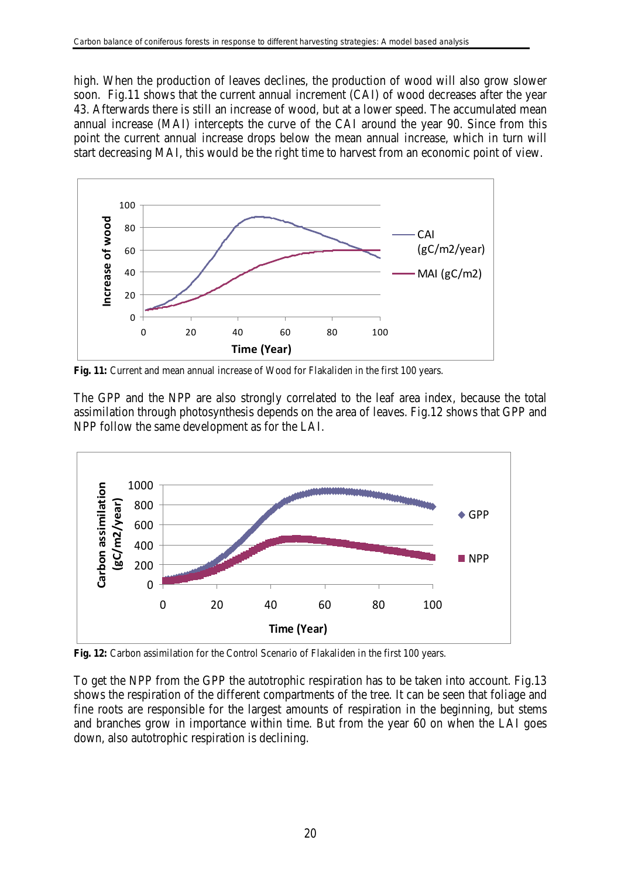high. When the production of leaves declines, the production of wood will also grow slower soon. Fig.11 shows that the current annual increment (CAI) of wood decreases after the year 43. Afterwards there is still an increase of wood, but at a lower speed. The accumulated mean annual increase (MAI) intercepts the curve of the CAI around the year 90. Since from this point the current annual increase drops below the mean annual increase, which in turn will start decreasing MAI, this would be the right time to harvest from an economic point of view.

**Fig. 11:** Current and mean annual increase of Wood for Flakaliden in the first 100 years.

The GPP and the NPP are also strongly correlated to the leaf area index, because the total assimilation through photosynthesis depends on the area of leaves. Fig.12 shows that GPP and NPP follow the same development as for the LAI.

**Fig. 12:** Carbon assimilation for the Control Scenario of Flakaliden in the first 100 years.

To get the NPP from the GPP the autotrophic respiration has to be taken into account. Fig.13 shows the respiration of the different compartments of the tree. It can be seen that foliage and fine roots are responsible for the largest amounts of respiration in the beginning, but stems and branches grow in importance within time. But from the year 60 on when the LAI goes down, also autotrophic respiration is declining.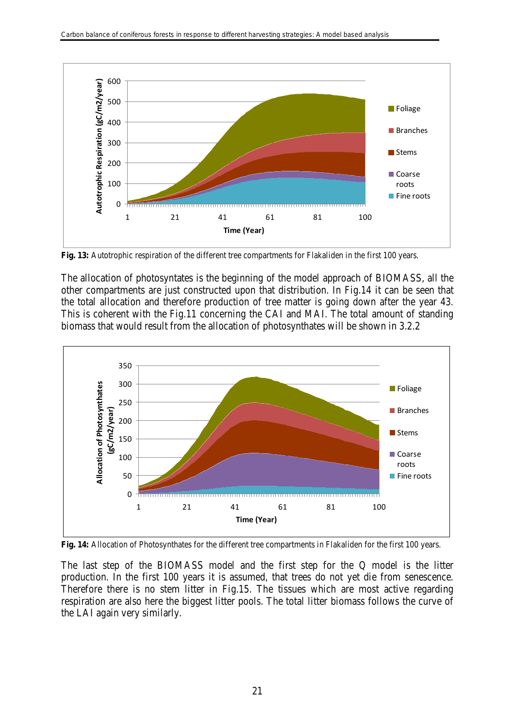**Fig. 13:** Autotrophic respiration of the different tree compartments for Flakaliden in the first 100 years.

The allocation of photosyntates is the beginning of the model approach of BIOMASS, all the other compartments are just constructed upon that distribution. In Fig.14 it can be seen that the total allocation and therefore production of tree matter is going down after the year 43. This is coherent with the Fig.11 concerning the CAI and MAI. The total amount of standing biomass that would result from the allocation of photosynthates will be shown in 3.2.2

**Fig. 14:** Allocation of Photosynthates for the different tree compartments in Flakaliden for the first 100 years.

The last step of the BIOMASS model and the first step for the Q model is the litter production. In the first 100 years it is assumed, that trees do not yet die from senescence. Therefore there is no stem litter in Fig.15. The tissues which are most active regarding respiration are also here the biggest litter pools. The total litter biomass follows the curve of the LAI again very similarly.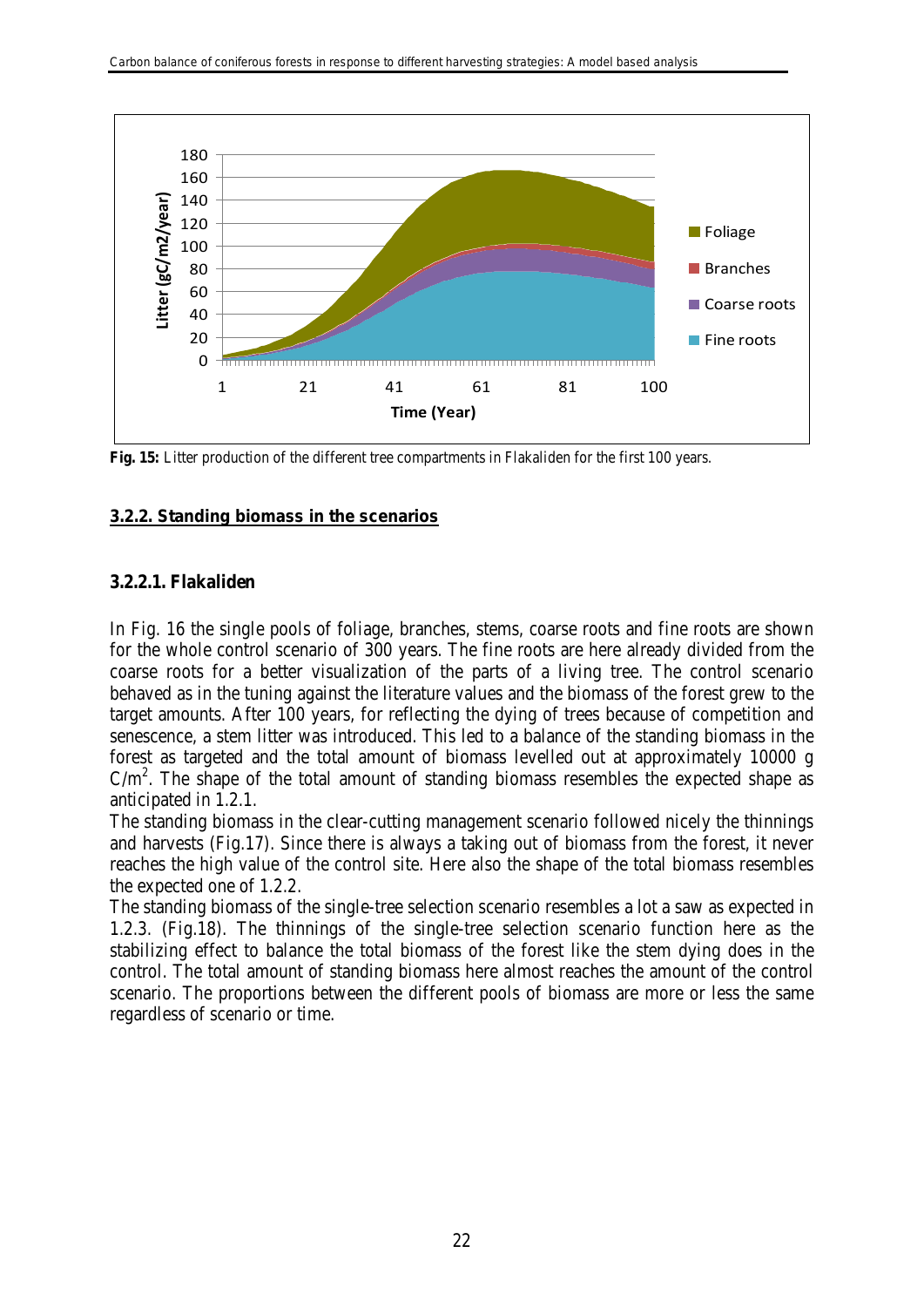**Fig. 15:** Litter production of the different tree compartments in Flakaliden for the first 100 years.

## 3.2.2. Standing biomass in the scenarios

### 3.2.2.1. Flakaliden

In Fig. 16 the single pools of foliage, branches, stems, coarse roots and fine roots are shown for the whole control scenario of 300 years. The fine roots are here already divided from the coarse roots for a better visualization of the parts of a living tree. The control scenario behaved as in the tuning against the literature values and the biomass of the forest grew to the target amounts. After 100 years, for reflecting the dying of trees because of competition and senescence, a stem litter was introduced. This led to a balance of the standing biomass in the forest as targeted and the total amount of biomass levelled out at approximately 10000 g C/m$^2$. The shape of the total amount of standing biomass resembles the expected shape as anticipated in 1.2.1.

The standing biomass in the clear-cutting management scenario followed nicely the thinnings and harvests (Fig.17). Since there is always a taking out of biomass from the forest, it never reaches the high value of the control site. Here also the shape of the total biomass resembles the expected one of 1.2.2.

The standing biomass of the single-tree selection scenario resembles a lot a saw as expected in 1.2.3. (Fig.18). The thinnings of the single-tree selection scenario function here as the stabilizing effect to balance the total biomass of the forest like the stem dying does in the control. The total amount of standing biomass here almost reaches the amount of the control scenario. The proportions between the different pools of biomass are more or less the same regardless of scenario or time.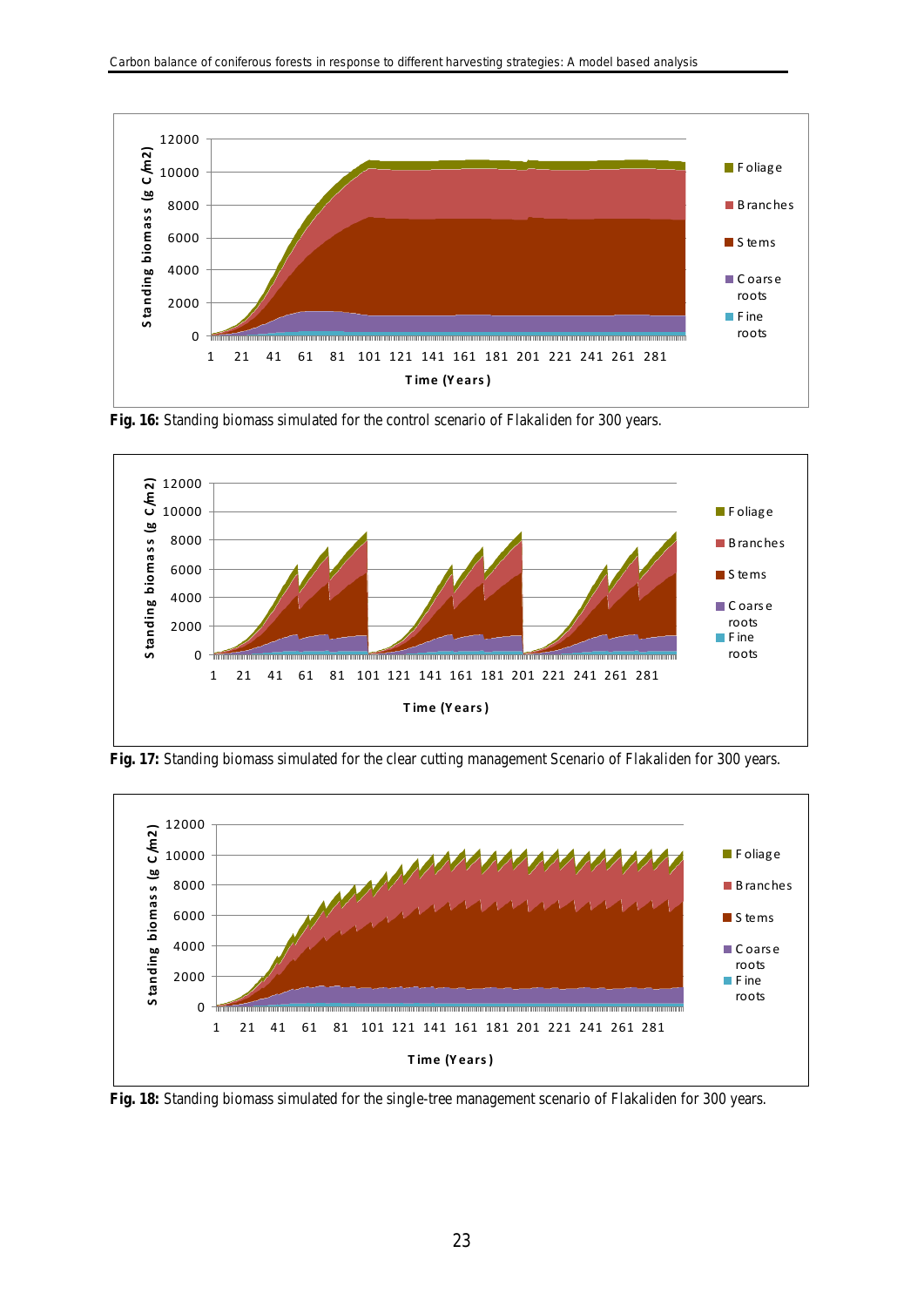**Fig. 16:** Standing biomass simulated for the control scenario of Flakaliden for 300 years.

**Fig. 17:** Standing biomass simulated for the clear cutting management Scenario of Flakaliden for 300 years.

**Fig. 18:** Standing biomass simulated for the single-tree management scenario of Flakaliden for 300 years.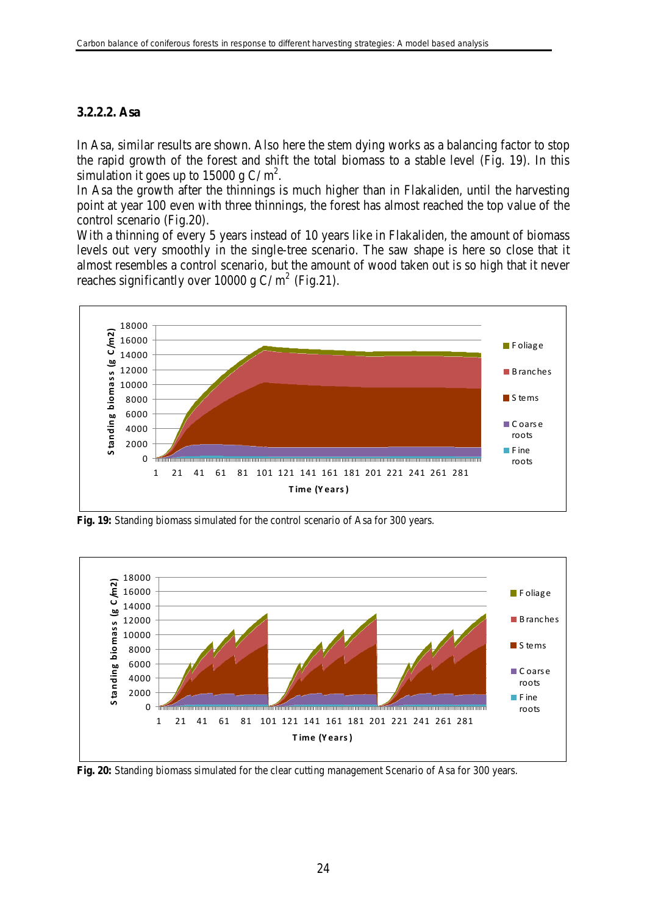### 3.2.2.2. Asa

In Asa, similar results are shown. Also here the stem dying works as a balancing factor to stop the rapid growth of the forest and shift the total biomass to a stable level (Fig. 19). In this simulation it goes up to 15000 g C/$m^2$.

In Asa the growth after the thinnings is much higher than in Flakaliden, until the harvesting point at year 100 even with three thinnings, the forest has almost reached the top value of the control scenario (Fig.20).

With a thinning of every 5 years instead of 10 years like in Flakaliden, the amount of biomass levels out very smoothly in the single-tree scenario. The saw shape is here so close that it almost resembles a control scenario, but the amount of wood taken out is so high that it never reaches significantly over 10000 g C/$m^2$ (Fig.21).

**Fig. 19:** Standing biomass simulated for the control scenario of Asa for 300 years.

**Fig. 20:** Standing biomass simulated for the clear cutting management Scenario of Asa for 300 years.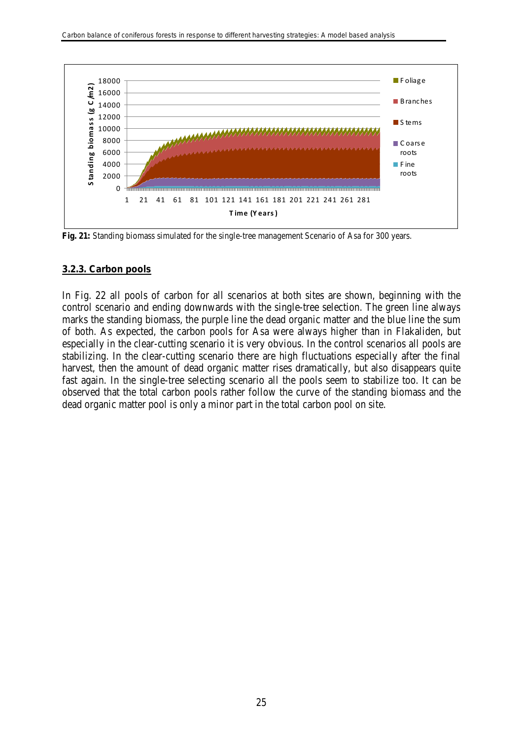**Fig. 21:** Standing biomass simulated for the single-tree management Scenario of Asa for 300 years.

### 3.2.3. Carbon pools

In Fig. 22 all pools of carbon for all scenarios at both sites are shown, beginning with the control scenario and ending downwards with the single-tree selection. The green line always marks the standing biomass, the purple line the dead organic matter and the blue line the sum of both. As expected, the carbon pools for Asa were always higher than in Flakaliden, but especially in the clear-cutting scenario it is very obvious. In the control scenarios all pools are stabilizing. In the clear-cutting scenario there are high fluctuations especially after the final harvest, then the amount of dead organic matter rises dramatically, but also disappears quite fast again. In the single-tree selecting scenario all the pools seem to stabilize too. It can be observed that the total carbon pools rather follow the curve of the standing biomass and the dead organic matter pool is only a minor part in the total carbon pool on site.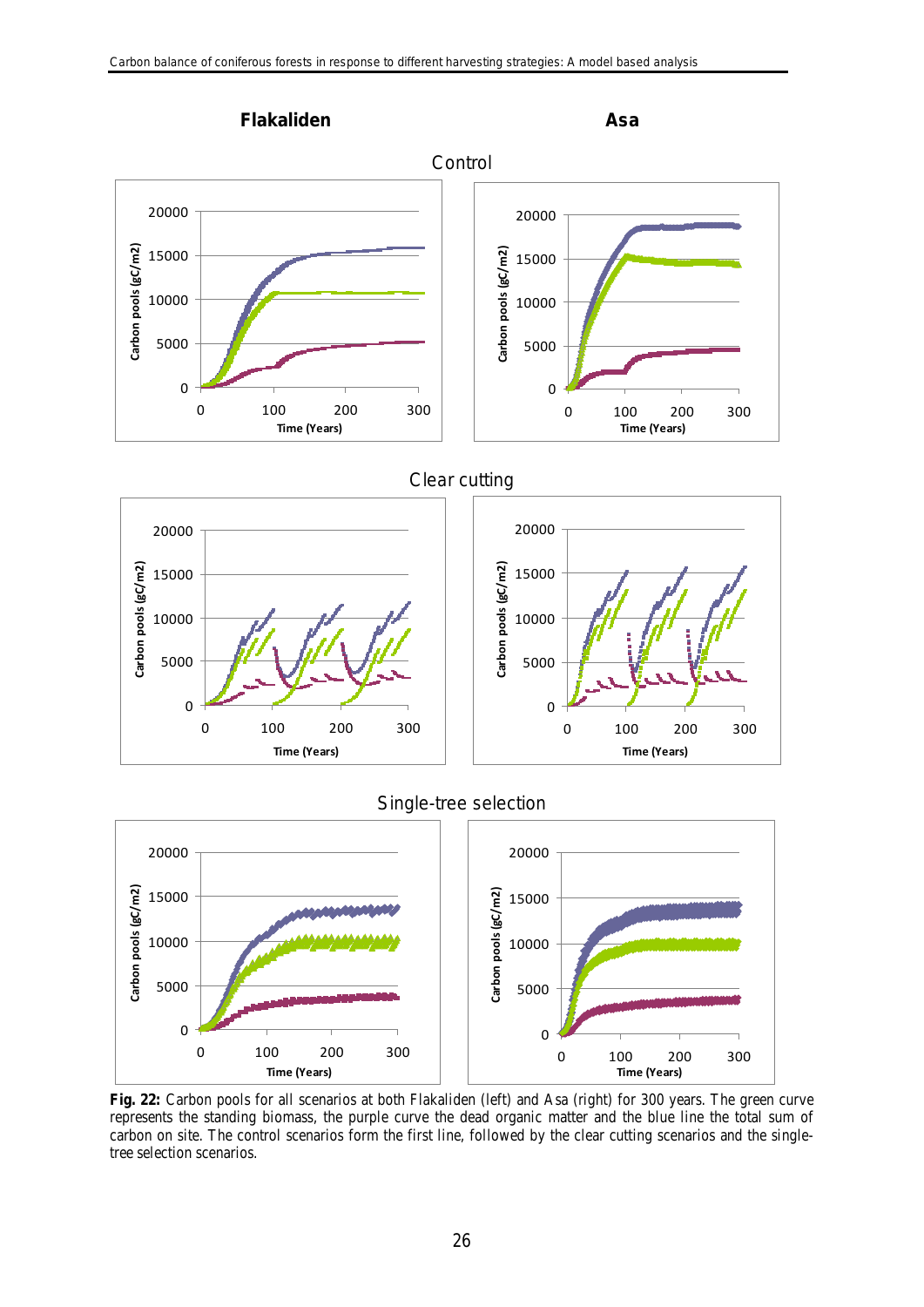**Fig. 22:** Carbon pools for all scenarios at both Flakaliden (left) and Asa (right) for 300 years. The green curve represents the standing biomass, the purple curve the dead organic matter and the blue line the total sum of carbon on site. The control scenarios form the first line, followed by the clear cutting scenarios and the single-tree selection scenarios.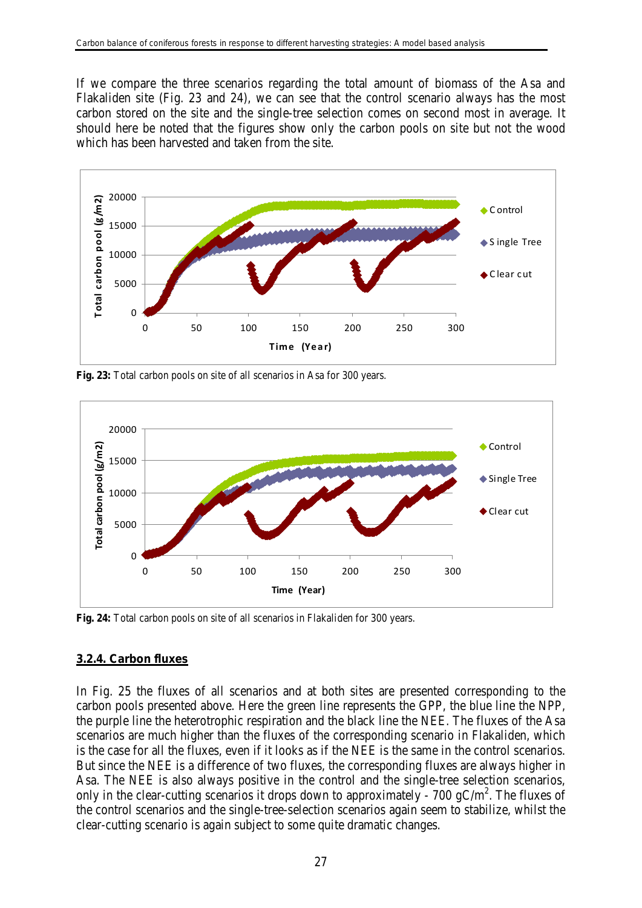If we compare the three scenarios regarding the total amount of biomass of the Asa and Flakaliden site (Fig. 23 and 24), we can see that the control scenario always has the most carbon stored on the site and the single-tree selection comes on second most in average. It should here be noted that the figures show only the carbon pools on site but not the wood which has been harvested and taken from the site.

**Fig. 23:** Total carbon pools on site of all scenarios in Asa for 300 years.

**Fig. 24:** Total carbon pools on site of all scenarios in Flakaliden for 300 years.

### 3.2.4. Carbon fluxes

In Fig. 25 the fluxes of all scenarios and at both sites are presented corresponding to the carbon pools presented above. Here the green line represents the GPP, the blue line the NPP, the purple line the heterotrophic respiration and the black line the NEE. The fluxes of the Asa scenarios are much higher than the fluxes of the corresponding scenario in Flakaliden, which is the case for all the fluxes, even if it looks as if the NEE is the same in the control scenarios. But since the NEE is a difference of two fluxes, the corresponding fluxes are always higher in Asa. The NEE is also always positive in the control and the single-tree selection scenarios, only in the clear-cutting scenarios it drops down to approximately - 700 gC/m$^2$. The fluxes of the control scenarios and the single-tree-selection scenarios again seem to stabilize, whilst the clear-cutting scenario is again subject to some quite dramatic changes.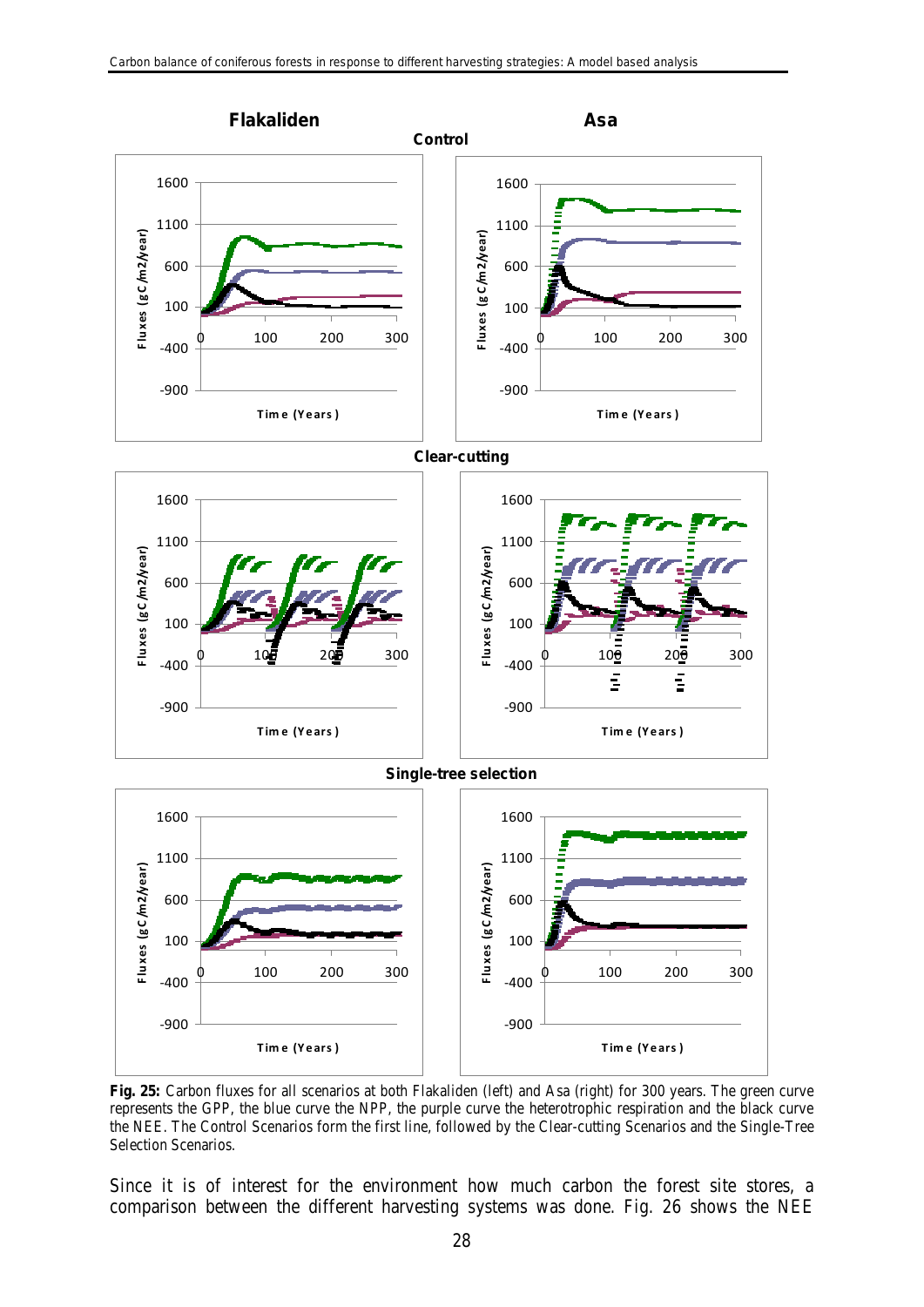**Fig. 25:** Carbon fluxes for all scenarios at both Flakaliden (left) and Asa (right) for 300 years. The green curve represents the GPP, the blue curve the NPP, the purple curve the heterotrophic respiration and the black curve the NEE. The Control Scenarios form the first line, followed by the Clear-cutting Scenarios and the Single-Tree Selection Scenarios.

Since it is of interest for the environment how much carbon the forest site stores, a comparison between the different harvesting systems was done. Fig. 26 shows the NEE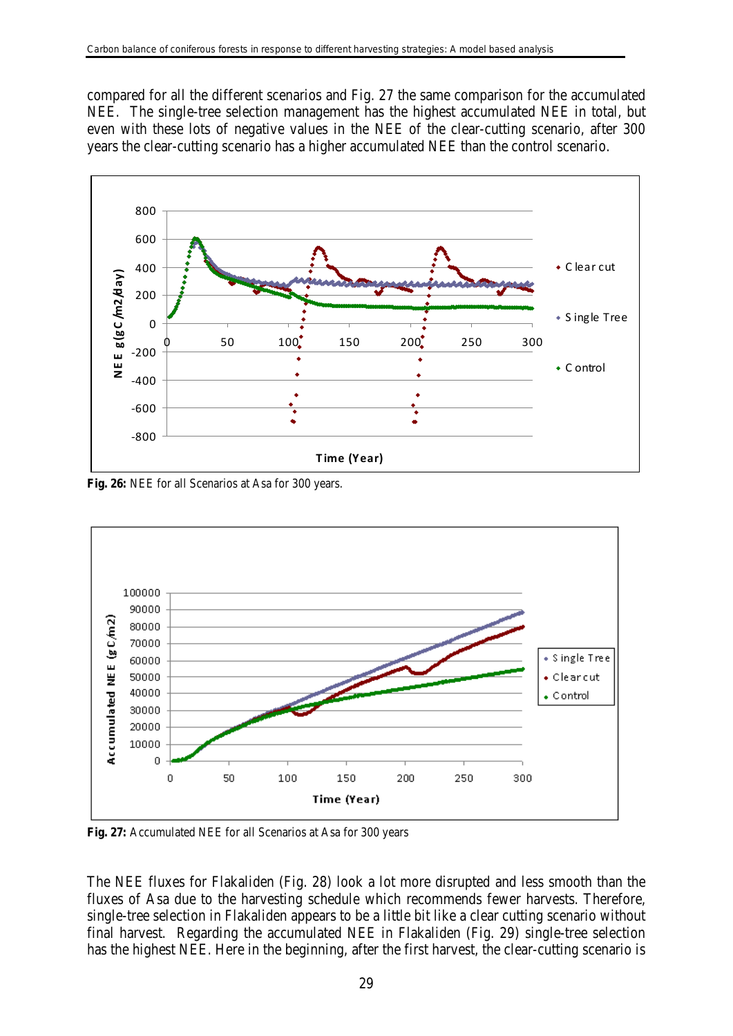compared for all the different scenarios and Fig. 27 the same comparison for the accumulated NEE. The single-tree selection management has the highest accumulated NEE in total, but even with these lots of negative values in the NEE of the clear-cutting scenario, after 300 years the clear-cutting scenario has a higher accumulated NEE than the control scenario.

**Fig. 26:** NEE for all Scenarios at Asa for 300 years.

**Fig. 27:** Accumulated NEE for all Scenarios at Asa for 300 years

The NEE fluxes for Flakaliden (Fig. 28) look a lot more disrupted and less smooth than the fluxes of Asa due to the harvesting schedule which recommends fewer harvests. Therefore, single-tree selection in Flakaliden appears to be a little bit like a clear cutting scenario without final harvest. Regarding the accumulated NEE in Flakaliden (Fig. 29) single-tree selection has the highest NEE. Here in the beginning, after the first harvest, the clear-cutting scenario is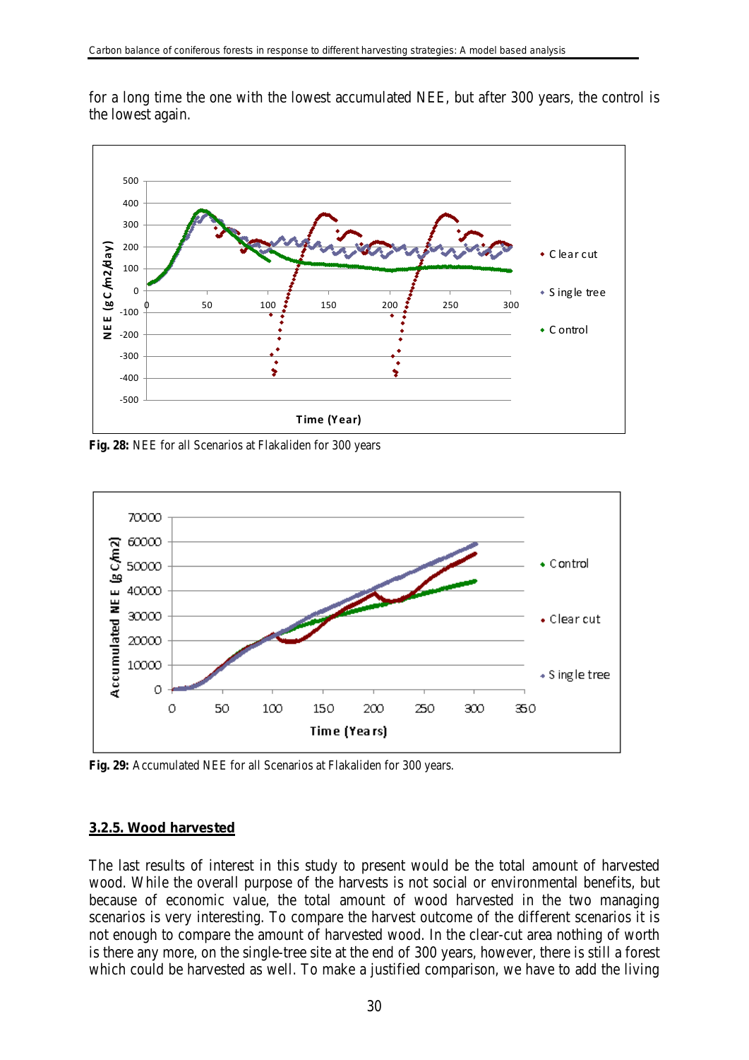for a long time the one with the lowest accumulated NEE, but after 300 years, the control is the lowest again.

Fig. 28: NEE for all Scenarios at Flakaliden for 300 years

Fig. 29: Accumulated NEE for all Scenarios at Flakaliden for 300 years.

### 3.2.5. Wood harvested

The last results of interest in this study to present would be the total amount of harvested wood. While the overall purpose of the harvests is not social or environmental benefits, but because of economic value, the total amount of wood harvested in the two managing scenarios is very interesting. To compare the harvest outcome of the different scenarios it is not enough to compare the amount of harvested wood. In the clear-cut area nothing of worth is there any more, on the single-tree site at the end of 300 years, however, there is still a forest which could be harvested as well. To make a justified comparison, we have to add the living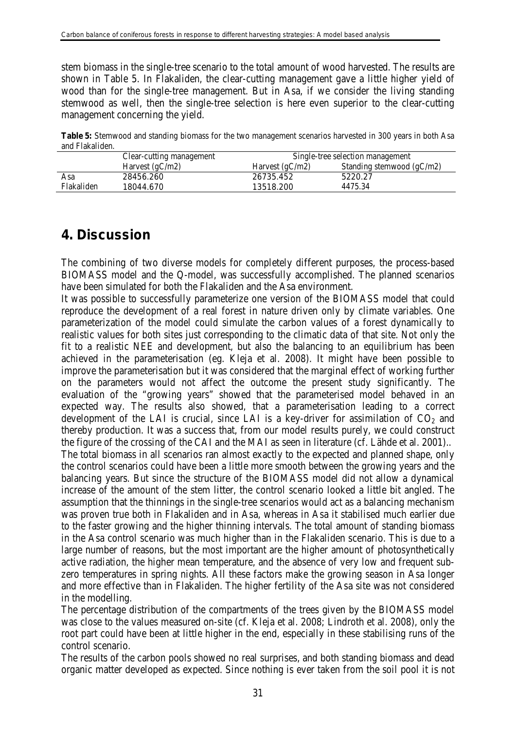stem biomass in the single-tree scenario to the total amount of wood harvested. The results are shown in Table 5. In Flakaliden, the clear-cutting management gave a little higher yield of wood than for the single-tree management. But in Asa, if we consider the living standing stemwood as well, then the single-tree selection is here even superior to the clear-cutting management concerning the yield.

**Table 5:** Stemwood and standing biomass for the two management scenarios harvested in 300 years in both Asa and Flakaliden.

| | Clear-cutting management | Single-tree selection management | |
|---|---|---|---|
| | Harvest (gC/m2) | Harvest (gC/m2) | Standing stemwood (gC/m2) |
| Asa | 28456.260 | 26735.452 | 5220.27 |
| Flakaliden | 18044.670 | 13518.200 | 4475.34 |

# 4. Discussion

The combining of two diverse models for completely different purposes, the process-based BIOMASS model and the Q-model, was successfully accomplished. The planned scenarios have been simulated for both the Flakaliden and the Asa environment.

It was possible to successfully parameterize one version of the BIOMASS model that could reproduce the development of a real forest in nature driven only by climate variables. One parameterization of the model could simulate the carbon values of a forest dynamically to realistic values for both sites just corresponding to the climatic data of that site. Not only the fit to a realistic NEE and development, but also the balancing to an equilibrium has been achieved in the parameterisation (eg. Kleja et al. 2008). It might have been possible to improve the parameterisation but it was considered that the marginal effect of working further on the parameters would not affect the outcome the present study significantly. The evaluation of the "growing years" showed that the parameterised model behaved in an expected way. The results also showed, that a parameterisation leading to a correct development of the LAI is crucial, since LAI is a key-driver for assimilation of $CO_2$ and thereby production. It was a success that, from our model results purely, we could construct the figure of the crossing of the CAI and the MAI as seen in literature (cf. Lähde et al. 2001)..

The total biomass in all scenarios ran almost exactly to the expected and planned shape, only the control scenarios could have been a little more smooth between the growing years and the balancing years. But since the structure of the BIOMASS model did not allow a dynamical increase of the amount of the stem litter, the control scenario looked a little bit angled. The assumption that the thinnings in the single-tree scenarios would act as a balancing mechanism was proven true both in Flakaliden and in Asa, whereas in Asa it stabilised much earlier due to the faster growing and the higher thinning intervals. The total amount of standing biomass in the Asa control scenario was much higher than in the Flakaliden scenario. This is due to a large number of reasons, but the most important are the higher amount of photosynthetically active radiation, the higher mean temperature, and the absence of very low and frequent sub-zero temperatures in spring nights. All these factors make the growing season in Asa longer and more effective than in Flakaliden. The higher fertility of the Asa site was not considered in the modelling.

The percentage distribution of the compartments of the trees given by the BIOMASS model was close to the values measured on-site (cf. Kleja et al. 2008; Lindroth et al. 2008), only the root part could have been at little higher in the end, especially in these stabilising runs of the control scenario.

The results of the carbon pools showed no real surprises, and both standing biomass and dead organic matter developed as expected. Since nothing is ever taken from the soil pool it is not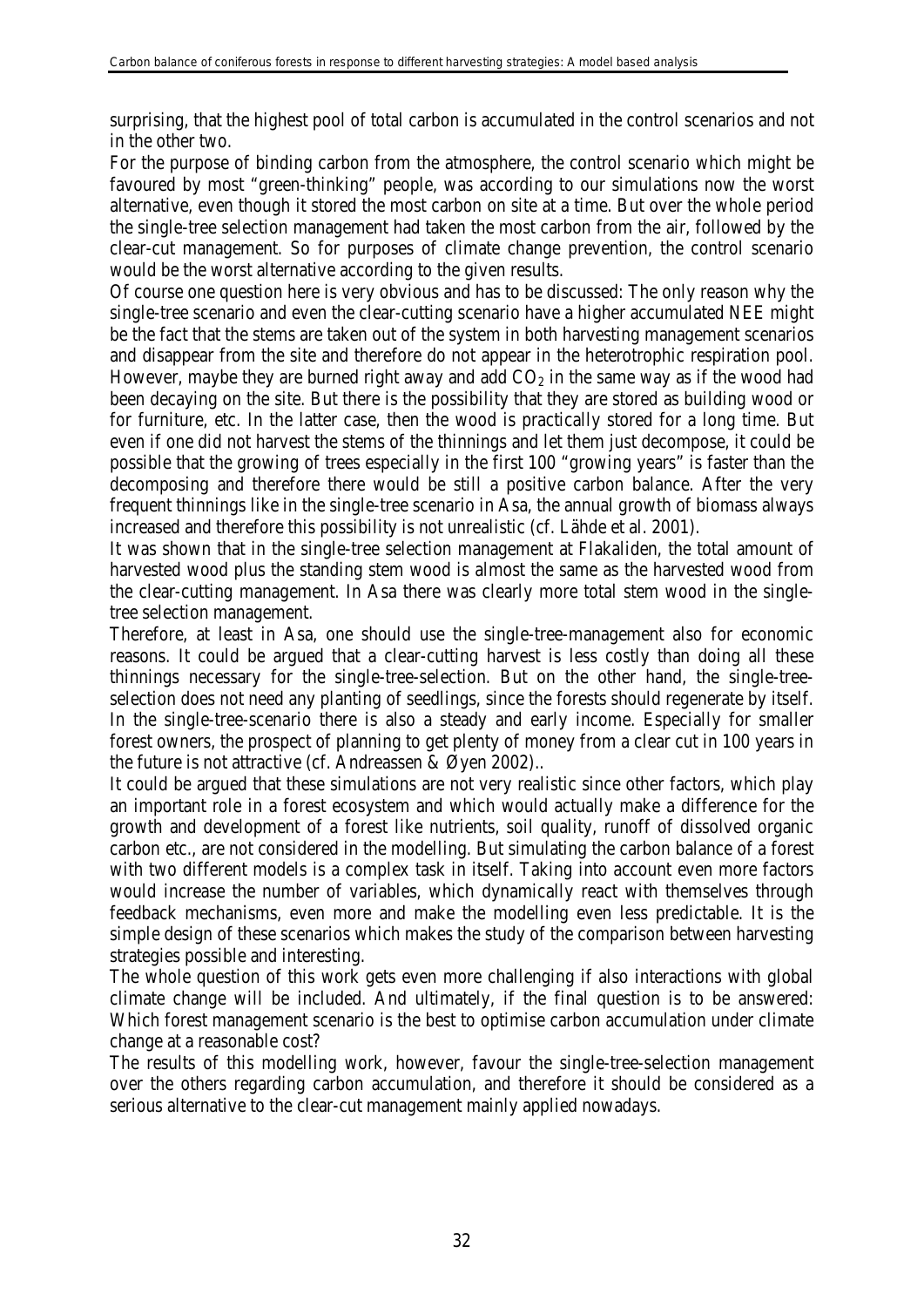surprising, that the highest pool of total carbon is accumulated in the control scenarios and not in the other two.

For the purpose of binding carbon from the atmosphere, the control scenario which might be favoured by most "green-thinking" people, was according to our simulations now the worst alternative, even though it stored the most carbon on site at a time. But over the whole period the single-tree selection management had taken the most carbon from the air, followed by the clear-cut management. So for purposes of climate change prevention, the control scenario would be the worst alternative according to the given results.

Of course one question here is very obvious and has to be discussed: The only reason why the single-tree scenario and even the clear-cutting scenario have a higher accumulated NEE might be the fact that the stems are taken out of the system in both harvesting management scenarios and disappear from the site and therefore do not appear in the heterotrophic respiration pool. However, maybe they are burned right away and add $CO_2$ in the same way as if the wood had been decaying on the site. But there is the possibility that they are stored as building wood or for furniture, etc. In the latter case, then the wood is practically stored for a long time. But even if one did not harvest the stems of the thinnings and let them just decompose, it could be possible that the growing of trees especially in the first 100 "growing years" is faster than the decomposing and therefore there would be still a positive carbon balance. After the very frequent thinnings like in the single-tree scenario in Asa, the annual growth of biomass always increased and therefore this possibility is not unrealistic (cf. Lähde et al. 2001).

It was shown that in the single-tree selection management at Flakaliden, the total amount of harvested wood plus the standing stem wood is almost the same as the harvested wood from the clear-cutting management. In Asa there was clearly more total stem wood in the single-tree selection management.

Therefore, at least in Asa, one should use the single-tree-management also for economic reasons. It could be argued that a clear-cutting harvest is less costly than doing all these thinnings necessary for the single-tree-selection. But on the other hand, the single-tree-selection does not need any planting of seedlings, since the forests should regenerate by itself. In the single-tree-scenario there is also a steady and early income. Especially for smaller forest owners, the prospect of planning to get plenty of money from a clear cut in 100 years in the future is not attractive (cf. Andreassen & Øyen 2002)..

It could be argued that these simulations are not very realistic since other factors, which play an important role in a forest ecosystem and which would actually make a difference for the growth and development of a forest like nutrients, soil quality, runoff of dissolved organic carbon etc., are not considered in the modelling. But simulating the carbon balance of a forest with two different models is a complex task in itself. Taking into account even more factors would increase the number of variables, which dynamically react with themselves through feedback mechanisms, even more and make the modelling even less predictable. It is the simple design of these scenarios which makes the study of the comparison between harvesting strategies possible and interesting.

The whole question of this work gets even more challenging if also interactions with global climate change will be included. And ultimately, if the final question is to be answered: Which forest management scenario is the best to optimise carbon accumulation under climate change at a reasonable cost?

The results of this modelling work, however, favour the single-tree-selection management over the others regarding carbon accumulation, and therefore it should be considered as a serious alternative to the clear-cut management mainly applied nowadays.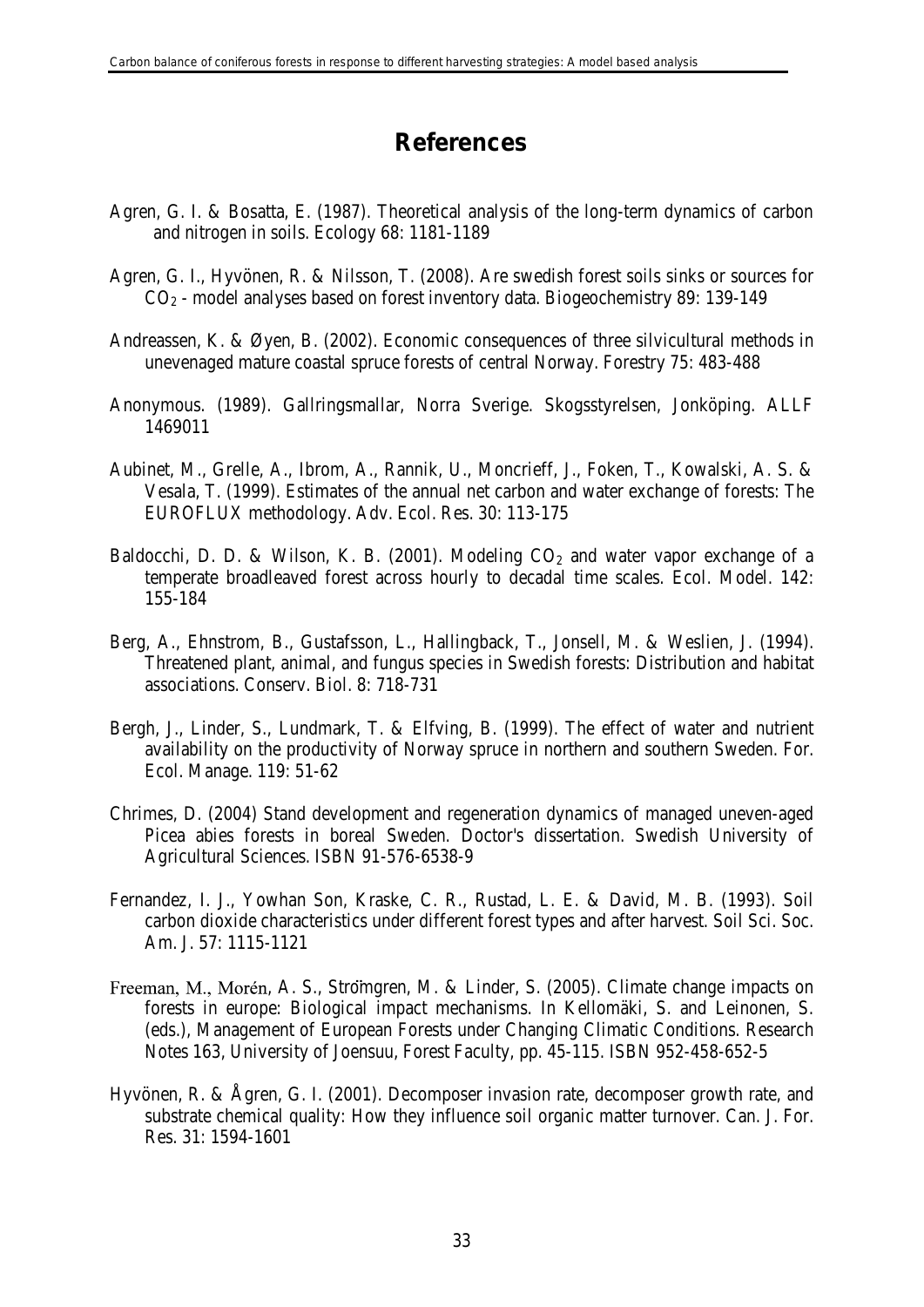# References

Agren, G. I. & Bosatta, E. (1987). Theoretical analysis of the long-term dynamics of carbon and nitrogen in soils. Ecology 68: 1181-1189

Agren, G. I., Hyvönen, R. & Nilsson, T. (2008). Are swedish forest soils sinks or sources for $CO_2$ - model analyses based on forest inventory data. Biogeochemistry 89: 139-149

Andreassen, K. & Øyen, B. (2002). Economic consequences of three silvicultural methods in unevenaged mature coastal spruce forests of central Norway. Forestry 75: 483-488

Anonymous. (1989). Gallringsmallar, Norra Sverige. Skogsstyrelsen, Jonköping. ALLF 1469011

Aubinet, M., Grelle, A., Ibrom, A., Rannik, U., Moncrieff, J., Foken, T., Kowalski, A. S. & Vesala, T. (1999). Estimates of the annual net carbon and water exchange of forests: The EUROFLUX methodology. Adv. Ecol. Res. 30: 113-175

Baldocchi, D. D. & Wilson, K. B. (2001). Modeling $CO_2$ and water vapor exchange of a temperate broadleaved forest across hourly to decadal time scales. Ecol. Model. 142: 155-184

Berg, A., Ehnstrom, B., Gustafsson, L., Hallingback, T., Jonsell, M. & Weslien, J. (1994). Threatened plant, animal, and fungus species in Swedish forests: Distribution and habitat associations. Conserv. Biol. 8: 718-731

Bergh, J., Linder, S., Lundmark, T. & Elfving, B. (1999). The effect of water and nutrient availability on the productivity of Norway spruce in northern and southern Sweden. For. Ecol. Manage. 119: 51-62

Chrimes, D. (2004) Stand development and regeneration dynamics of managed uneven-aged Picea abies forests in boreal Sweden. Doctor's dissertation. Swedish University of Agricultural Sciences. ISBN 91-576-6538-9

Fernandez, I. J., Yowhan Son, Kraske, C. R., Rustad, L. E. & David, M. B. (1993). Soil carbon dioxide characteristics under different forest types and after harvest. Soil Sci. Soc. Am. J. 57: 1115-1121

Freeman, M., Morén, A. S., Strömgren, M. & Linder, S. (2005). Climate change impacts on forests in europe: Biological impact mechanisms. In Kellomäki, S. and Leinonen, S. (eds.), Management of European Forests under Changing Climatic Conditions. Research Notes 163, University of Joensuu, Forest Faculty, pp. 45-115. ISBN 952-458-652-5

Hyvönen, R. & Ågren, G. I. (2001). Decomposer invasion rate, decomposer growth rate, and substrate chemical quality: How they influence soil organic matter turnover. Can. J. For. Res. 31: 1594-1601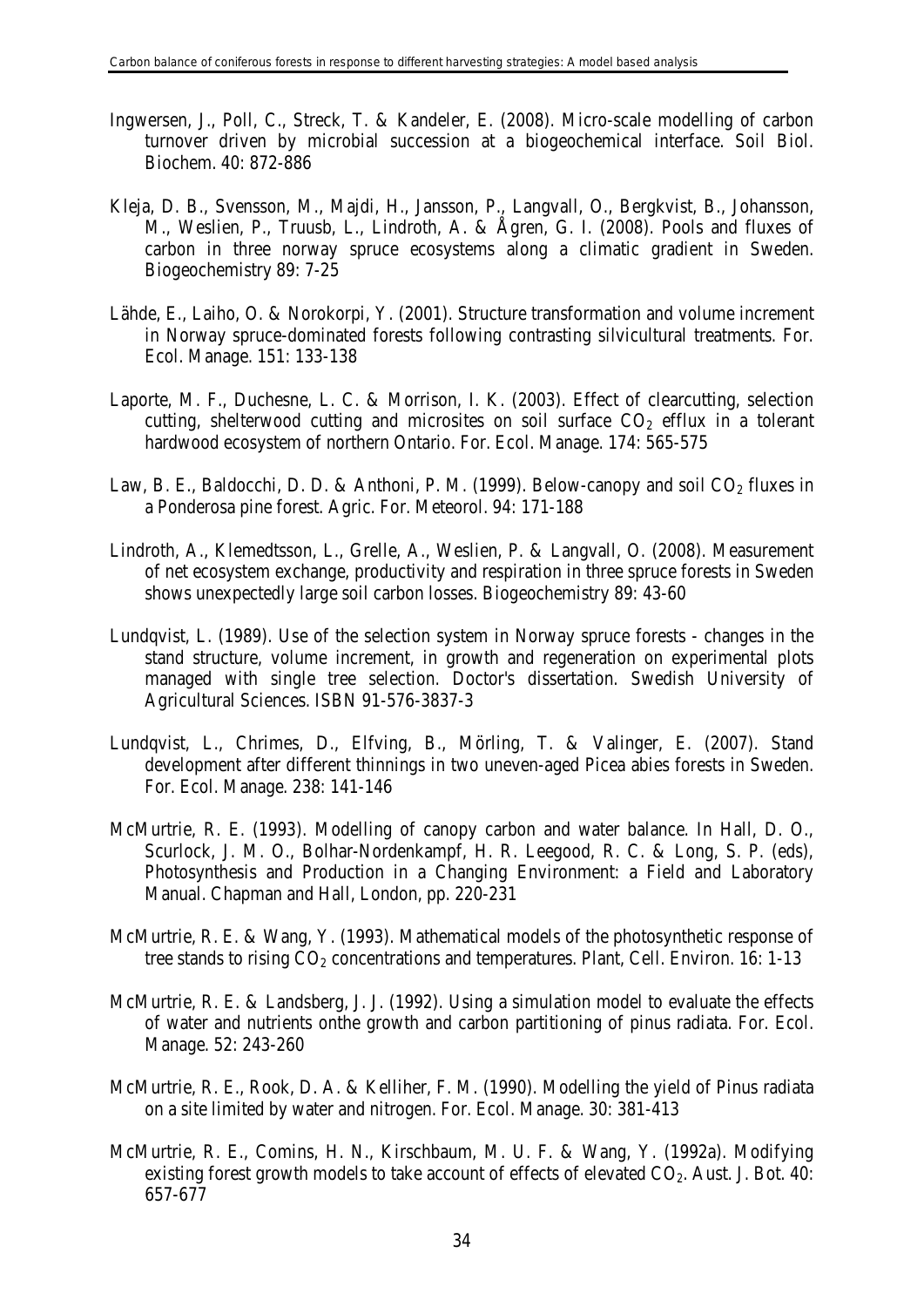Ingwersen, J., Poll, C., Streck, T. & Kandeler, E. (2008). Micro-scale modelling of carbon turnover driven by microbial succession at a biogeochemical interface. Soil Biol. Biochem. 40: 872-886

Kleja, D. B., Svensson, M., Majdi, H., Jansson, P., Langvall, O., Bergkvist, B., Johansson, M., Weslien, P., Truusb, L., Lindroth, A. & Ågren, G. I. (2008). Pools and fluxes of carbon in three norway spruce ecosystems along a climatic gradient in Sweden. Biogeochemistry 89: 7-25

Lähde, E., Laiho, O. & Norokorpi, Y. (2001). Structure transformation and volume increment in Norway spruce-dominated forests following contrasting silvicultural treatments. For. Ecol. Manage. 151: 133-138

Laporte, M. F., Duchesne, L. C. & Morrison, I. K. (2003). Effect of clearcutting, selection cutting, shelterwood cutting and microsites on soil surface $CO_2$ efflux in a tolerant hardwood ecosystem of northern Ontario. For. Ecol. Manage. 174: 565-575

Law, B. E., Baldocchi, D. D. & Anthoni, P. M. (1999). Below-canopy and soil $CO_2$ fluxes in a Ponderosa pine forest. Agric. For. Meteorol. 94: 171-188

Lindroth, A., Klemedtsson, L., Grelle, A., Weslien, P. & Langvall, O. (2008). Measurement of net ecosystem exchange, productivity and respiration in three spruce forests in Sweden shows unexpectedly large soil carbon losses. Biogeochemistry 89: 43-60

Lundqvist, L. (1989). Use of the selection system in Norway spruce forests - changes in the stand structure, volume increment, in growth and regeneration on experimental plots managed with single tree selection. Doctor's dissertation. Swedish University of Agricultural Sciences. ISBN 91-576-3837-3

Lundqvist, L., Chrimes, D., Elfving, B., Mörling, T. & Valinger, E. (2007). Stand development after different thinnings in two uneven-aged Picea abies forests in Sweden. For. Ecol. Manage. 238: 141-146

McMurtrie, R. E. (1993). Modelling of canopy carbon and water balance. In Hall, D. O., Scurlock, J. M. O., Bolhar-Nordenkampf, H. R. Leegood, R. C. & Long, S. P. (eds), Photosynthesis and Production in a Changing Environment: a Field and Laboratory Manual. Chapman and Hall, London, pp. 220-231

McMurtrie, R. E. & Wang, Y. (1993). Mathematical models of the photosynthetic response of tree stands to rising $CO_2$ concentrations and temperatures. Plant, Cell. Environ. 16: 1-13

McMurtrie, R. E. & Landsberg, J. J. (1992). Using a simulation model to evaluate the effects of water and nutrients onthe growth and carbon partitioning of pinus radiata. For. Ecol. Manage. 52: 243-260

McMurtrie, R. E., Rook, D. A. & Kelliher, F. M. (1990). Modelling the yield of Pinus radiata on a site limited by water and nitrogen. For. Ecol. Manage. 30: 381-413

McMurtrie, R. E., Comins, H. N., Kirschbaum, M. U. F. & Wang, Y. (1992a). Modifying existing forest growth models to take account of effects of elevated $CO_2$. Aust. J. Bot. 40: 657-677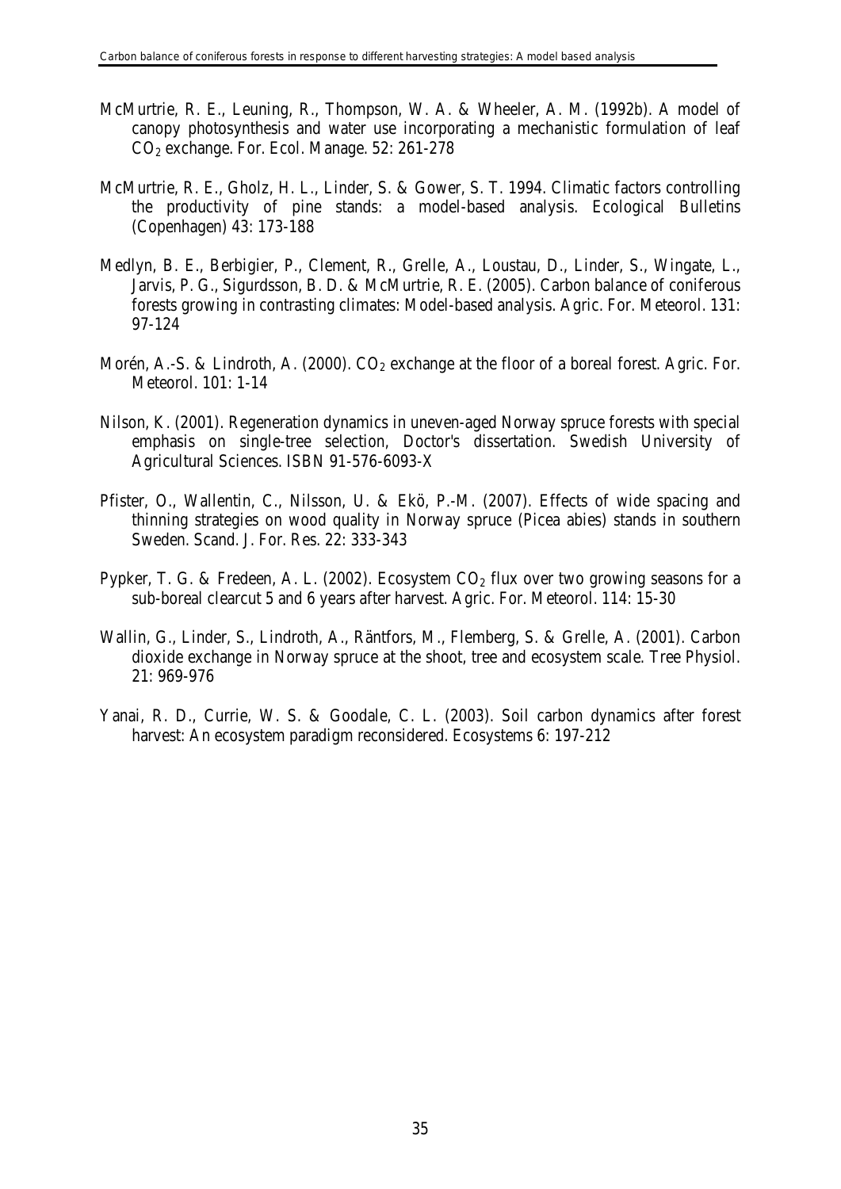McMurtrie, R. E., Leuning, R., Thompson, W. A. & Wheeler, A. M. (1992b). A model of canopy photosynthesis and water use incorporating a mechanistic formulation of leaf $CO_2$ exchange. For. Ecol. Manage. 52: 261-278

McMurtrie, R. E., Gholz, H. L., Linder, S. & Gower, S. T. 1994. Climatic factors controlling the productivity of pine stands: a model-based analysis. Ecological Bulletins (Copenhagen) 43: 173-188

Medlyn, B. E., Berbigier, P., Clement, R., Grelle, A., Loustau, D., Linder, S., Wingate, L., Jarvis, P. G., Sigurdsson, B. D. & McMurtrie, R. E. (2005). Carbon balance of coniferous forests growing in contrasting climates: Model-based analysis. Agric. For. Meteorol. 131: 97-124

Morén, A.-S. & Lindroth, A. (2000). $CO_2$ exchange at the floor of a boreal forest. Agric. For. Meteorol. 101: 1-14

Nilson, K. (2001). Regeneration dynamics in uneven-aged Norway spruce forests with special emphasis on single-tree selection, Doctor's dissertation. Swedish University of Agricultural Sciences. ISBN 91-576-6093-X

Pfister, O., Wallentin, C., Nilsson, U. & Ekö, P.-M. (2007). Effects of wide spacing and thinning strategies on wood quality in Norway spruce (Picea abies) stands in southern Sweden. Scand. J. For. Res. 22: 333-343

Pypker, T. G. & Fredeen, A. L. (2002). Ecosystem $CO_2$ flux over two growing seasons for a sub-boreal clearcut 5 and 6 years after harvest. Agric. For. Meteorol. 114: 15-30

Wallin, G., Linder, S., Lindroth, A., Räntfors, M., Flemberg, S. & Grelle, A. (2001). Carbon dioxide exchange in Norway spruce at the shoot, tree and ecosystem scale. Tree Physiol. 21: 969-976

Yanai, R. D., Currie, W. S. & Goodale, C. L. (2003). Soil carbon dynamics after forest harvest: An ecosystem paradigm reconsidered. Ecosystems 6: 197-212